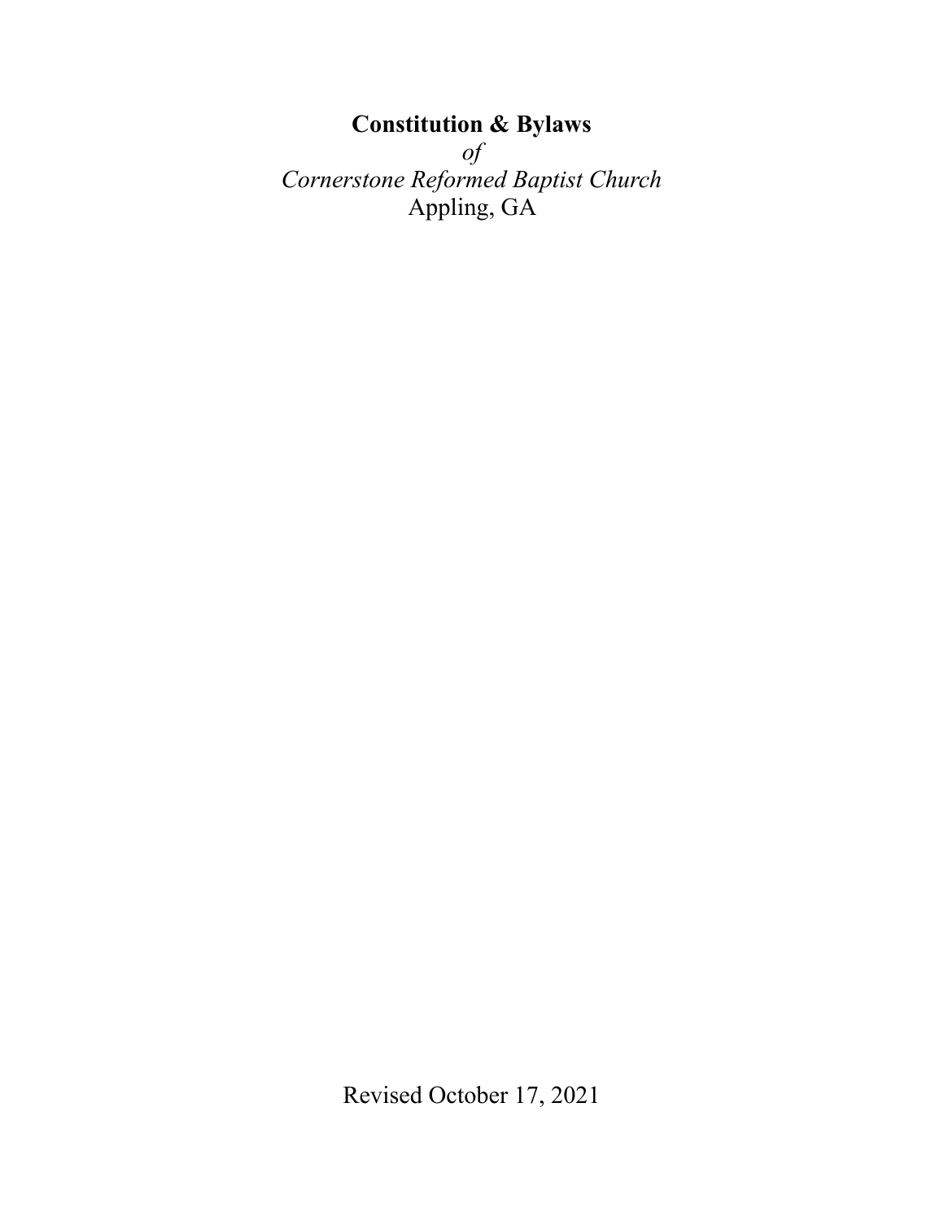# Constitution & Bylaws

*of*

*Cornerstone Reformed Baptist Church*

Appling, GA

Revised October 17, 2021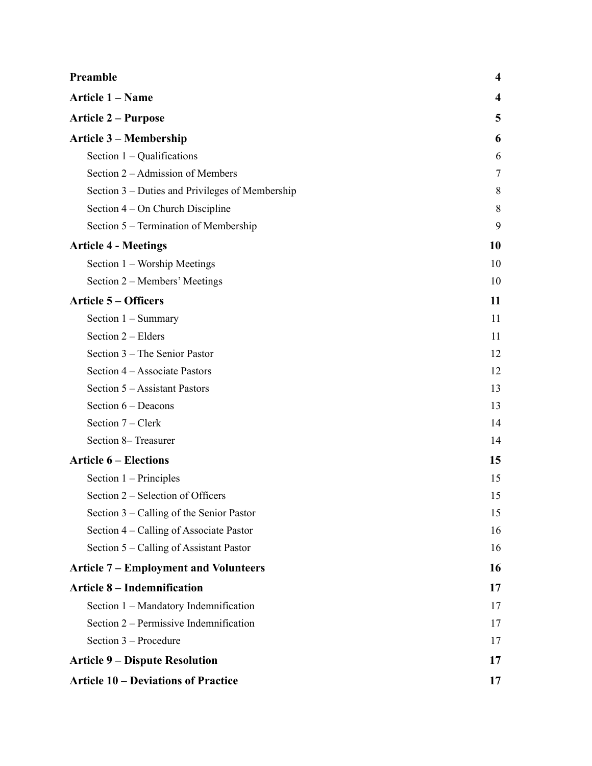| | |
|---|---|
| **Preamble** | **4** |
| **Article 1 – Name** | **4** |
| **Article 2 – Purpose** | **5** |
| **Article 3 – Membership** | **6** |
| Section 1 – Qualifications | 6 |
| Section 2 – Admission of Members | 7 |
| Section 3 – Duties and Privileges of Membership | 8 |
| Section 4 – On Church Discipline | 8 |
| Section 5 – Termination of Membership | 9 |
| **Article 4 - Meetings** | **10** |
| Section 1 – Worship Meetings | 10 |
| Section 2 – Members' Meetings | 10 |
| **Article 5 – Officers** | **11** |
| Section 1 – Summary | 11 |
| Section 2 – Elders | 11 |
| Section 3 – The Senior Pastor | 12 |
| Section 4 – Associate Pastors | 12 |
| Section 5 – Assistant Pastors | 13 |
| Section 6 – Deacons | 13 |
| Section 7 – Clerk | 14 |
| Section 8– Treasurer | 14 |
| **Article 6 – Elections** | **15** |
| Section 1 – Principles | 15 |
| Section 2 – Selection of Officers | 15 |
| Section 3 – Calling of the Senior Pastor | 15 |
| Section 4 – Calling of Associate Pastor | 16 |
| Section 5 – Calling of Assistant Pastor | 16 |
| **Article 7 – Employment and Volunteers** | **16** |
| **Article 8 – Indemnification** | **17** |
| Section 1 – Mandatory Indemnification | 17 |
| Section 2 – Permissive Indemnification | 17 |
| Section 3 – Procedure | 17 |
| **Article 9 – Dispute Resolution** | **17** |
| **Article 10 – Deviations of Practice** | **17** |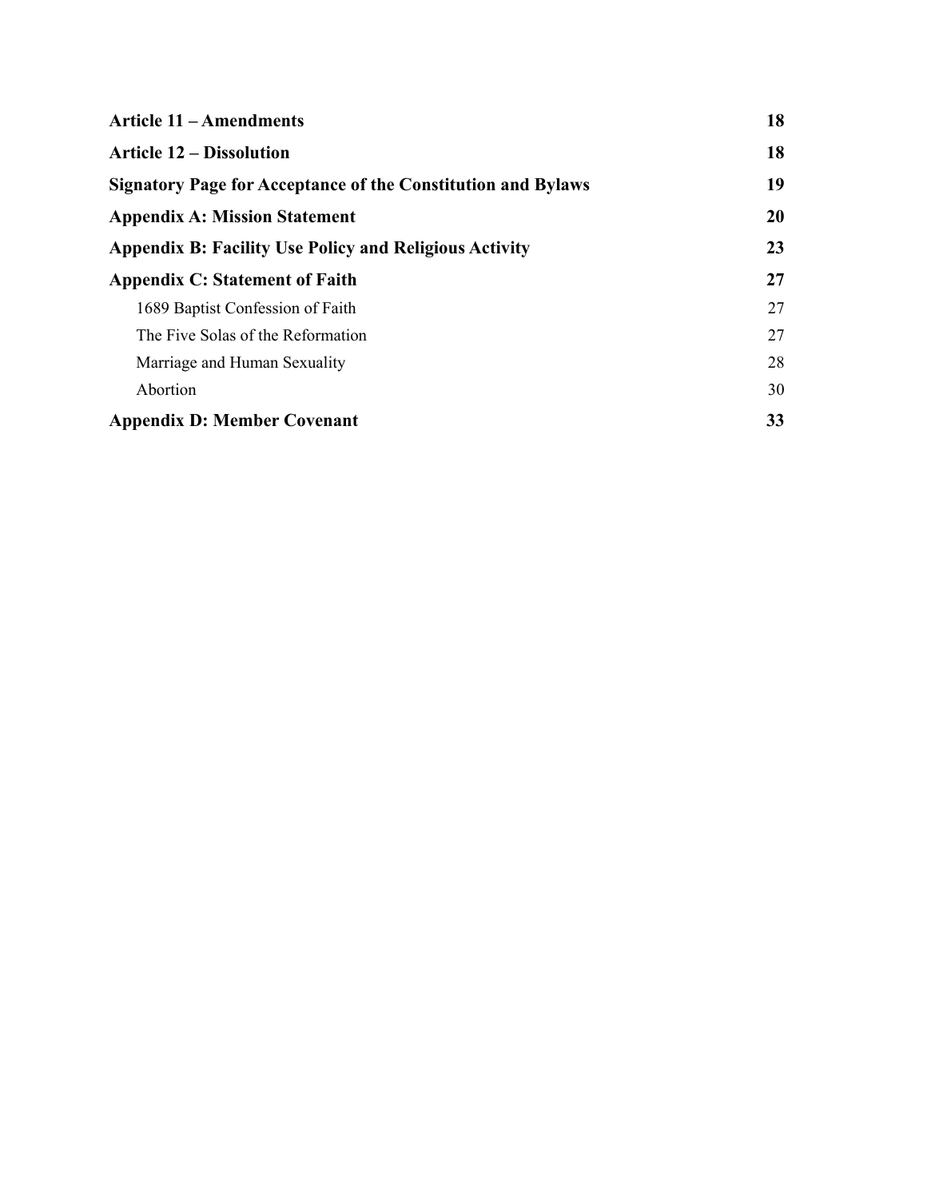| | |
|---|---|
| **Article 11 – Amendments** | **18** |
| **Article 12 – Dissolution** | **18** |
| **Signatory Page for Acceptance of the Constitution and Bylaws** | **19** |
| **Appendix A: Mission Statement** | **20** |
| **Appendix B: Facility Use Policy and Religious Activity** | **23** |
| **Appendix C: Statement of Faith** | **27** |
| 1689 Baptist Confession of Faith | 27 |
| The Five Solas of the Reformation | 27 |
| Marriage and Human Sexuality | 28 |
| Abortion | 30 |
| **Appendix D: Member Covenant** | **33** |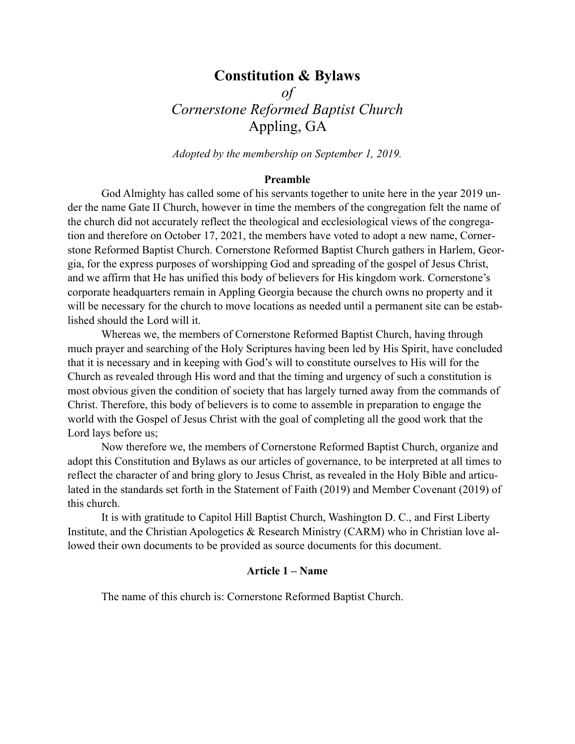# Constitution & Bylaws

*of*

*Cornerstone Reformed Baptist Church*

Appling, GA

*Adopted by the membership on September 1, 2019.*

## Preamble

God Almighty has called some of his servants together to unite here in the year 2019 under the name Gate II Church, however in time the members of the congregation felt the name of the church did not accurately reflect the theological and ecclesiological views of the congregation and therefore on October 17, 2021, the members have voted to adopt a new name, Cornerstone Reformed Baptist Church. Cornerstone Reformed Baptist Church gathers in Harlem, Georgia, for the express purposes of worshipping God and spreading of the gospel of Jesus Christ, and we affirm that He has unified this body of believers for His kingdom work. Cornerstone's corporate headquarters remain in Appling Georgia because the church owns no property and it will be necessary for the church to move locations as needed until a permanent site can be established should the Lord will it.

Whereas we, the members of Cornerstone Reformed Baptist Church, having through much prayer and searching of the Holy Scriptures having been led by His Spirit, have concluded that it is necessary and in keeping with God's will to constitute ourselves to His will for the Church as revealed through His word and that the timing and urgency of such a constitution is most obvious given the condition of society that has largely turned away from the commands of Christ. Therefore, this body of believers is to come to assemble in preparation to engage the world with the Gospel of Jesus Christ with the goal of completing all the good work that the Lord lays before us;

Now therefore we, the members of Cornerstone Reformed Baptist Church, organize and adopt this Constitution and Bylaws as our articles of governance, to be interpreted at all times to reflect the character of and bring glory to Jesus Christ, as revealed in the Holy Bible and articulated in the standards set forth in the Statement of Faith (2019) and Member Covenant (2019) of this church.

It is with gratitude to Capitol Hill Baptist Church, Washington D. C., and First Liberty Institute, and the Christian Apologetics & Research Ministry (CARM) who in Christian love allowed their own documents to be provided as source documents for this document.

## Article 1 – Name

The name of this church is: Cornerstone Reformed Baptist Church.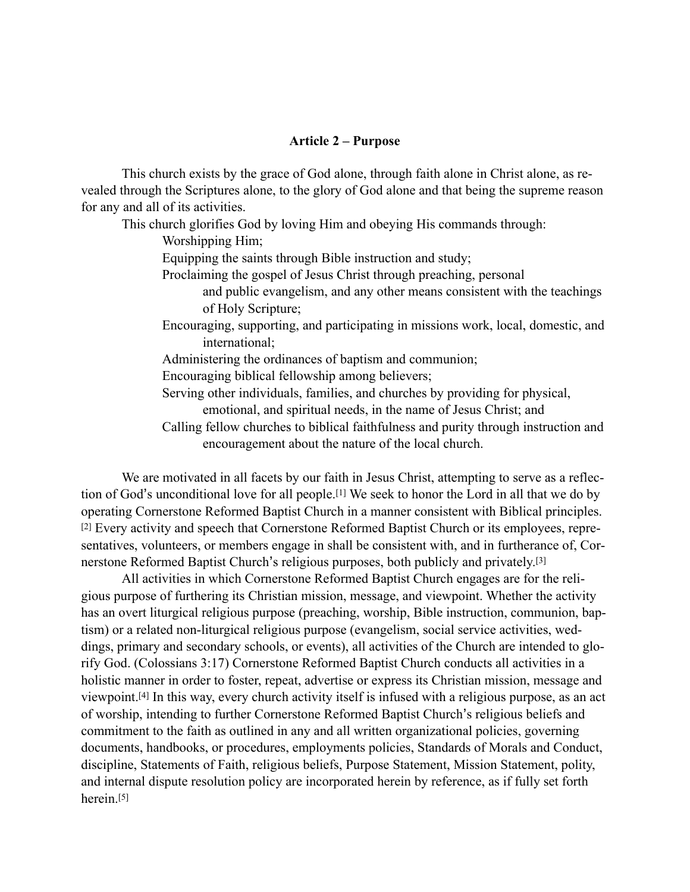### Article 2 – Purpose

This church exists by the grace of God alone, through faith alone in Christ alone, as revealed through the Scriptures alone, to the glory of God alone and that being the supreme reason for any and all of its activities.

This church glorifies God by loving Him and obeying His commands through:

- Worshipping Him;
- Equipping the saints through Bible instruction and study;
- Proclaiming the gospel of Jesus Christ through preaching, personal and public evangelism, and any other means consistent with the teachings of Holy Scripture;
- Encouraging, supporting, and participating in missions work, local, domestic, and international;
- Administering the ordinances of baptism and communion;
- Encouraging biblical fellowship among believers;
- Serving other individuals, families, and churches by providing for physical, emotional, and spiritual needs, in the name of Jesus Christ; and
- Calling fellow churches to biblical faithfulness and purity through instruction and encouragement about the nature of the local church.

We are motivated in all facets by our faith in Jesus Christ, attempting to serve as a reflection of God's unconditional love for all people.[1] We seek to honor the Lord in all that we do by operating Cornerstone Reformed Baptist Church in a manner consistent with Biblical principles.[2] Every activity and speech that Cornerstone Reformed Baptist Church or its employees, representatives, volunteers, or members engage in shall be consistent with, and in furtherance of, Cornerstone Reformed Baptist Church's religious purposes, both publicly and privately.[3]

All activities in which Cornerstone Reformed Baptist Church engages are for the religious purpose of furthering its Christian mission, message, and viewpoint. Whether the activity has an overt liturgical religious purpose (preaching, worship, Bible instruction, communion, baptism) or a related non-liturgical religious purpose (evangelism, social service activities, weddings, primary and secondary schools, or events), all activities of the Church are intended to glorify God. (Colossians 3:17) Cornerstone Reformed Baptist Church conducts all activities in a holistic manner in order to foster, repeat, advertise or express its Christian mission, message and viewpoint.[4] In this way, every church activity itself is infused with a religious purpose, as an act of worship, intending to further Cornerstone Reformed Baptist Church's religious beliefs and commitment to the faith as outlined in any and all written organizational policies, governing documents, handbooks, or procedures, employments policies, Standards of Morals and Conduct, discipline, Statements of Faith, religious beliefs, Purpose Statement, Mission Statement, polity, and internal dispute resolution policy are incorporated herein by reference, as if fully set forth herein.[5]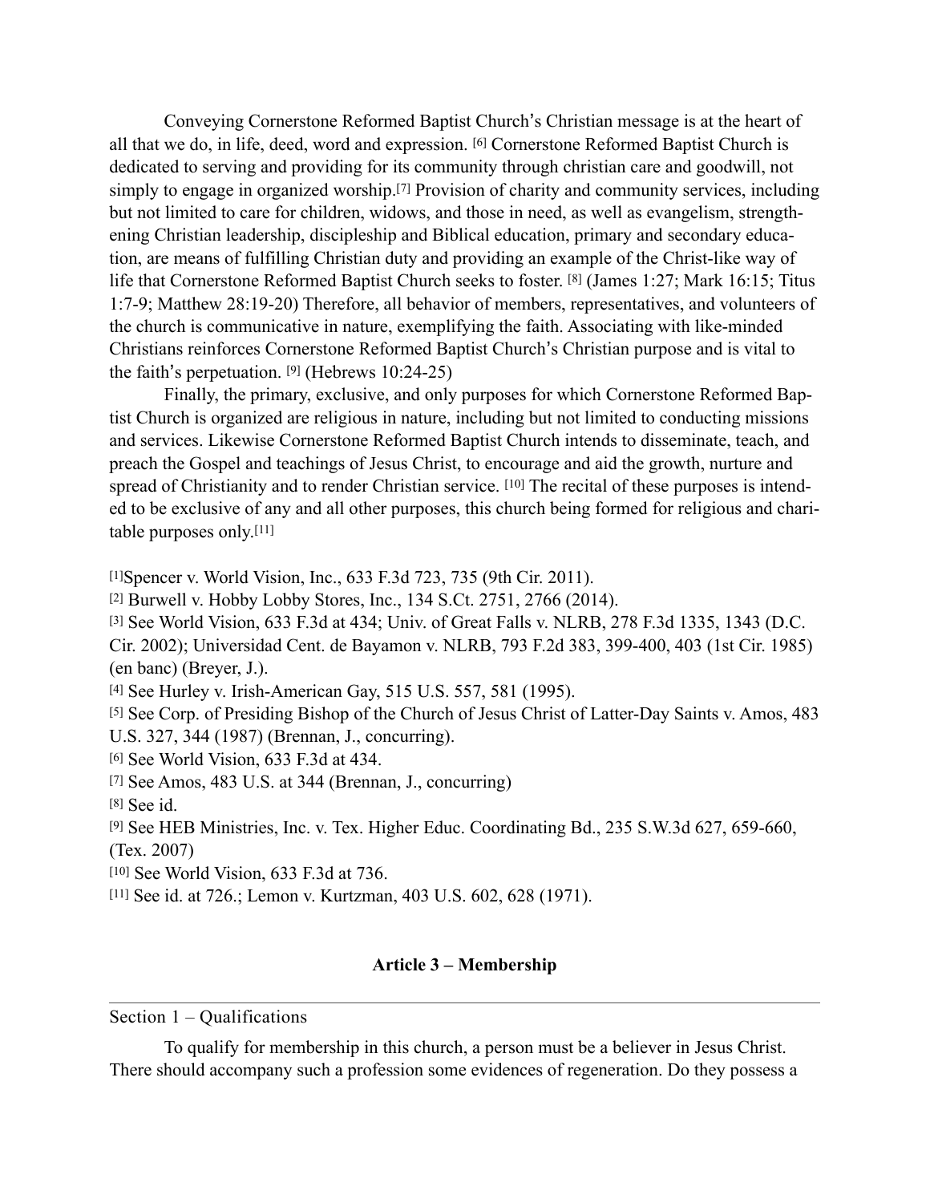Conveying Cornerstone Reformed Baptist Church's Christian message is at the heart of all that we do, in life, deed, word and expression. [6] Cornerstone Reformed Baptist Church is dedicated to serving and providing for its community through christian care and goodwill, not simply to engage in organized worship.[7] Provision of charity and community services, including but not limited to care for children, widows, and those in need, as well as evangelism, strengthening Christian leadership, discipleship and Biblical education, primary and secondary education, are means of fulfilling Christian duty and providing an example of the Christ-like way of life that Cornerstone Reformed Baptist Church seeks to foster. [8] (James 1:27; Mark 16:15; Titus 1:7-9; Matthew 28:19-20) Therefore, all behavior of members, representatives, and volunteers of the church is communicative in nature, exemplifying the faith. Associating with like-minded Christians reinforces Cornerstone Reformed Baptist Church's Christian purpose and is vital to the faith's perpetuation. [9] (Hebrews 10:24-25)

Finally, the primary, exclusive, and only purposes for which Cornerstone Reformed Baptist Church is organized are religious in nature, including but not limited to conducting missions and services. Likewise Cornerstone Reformed Baptist Church intends to disseminate, teach, and preach the Gospel and teachings of Jesus Christ, to encourage and aid the growth, nurture and spread of Christianity and to render Christian service. [10] The recital of these purposes is intended to be exclusive of any and all other purposes, this church being formed for religious and charitable purposes only.[11]

[1]Spencer v. World Vision, Inc., 633 F.3d 723, 735 (9th Cir. 2011).
[2] Burwell v. Hobby Lobby Stores, Inc., 134 S.Ct. 2751, 2766 (2014).
[3] See World Vision, 633 F.3d at 434; Univ. of Great Falls v. NLRB, 278 F.3d 1335, 1343 (D.C. Cir. 2002); Universidad Cent. de Bayamon v. NLRB, 793 F.2d 383, 399-400, 403 (1st Cir. 1985) (en banc) (Breyer, J.).
[4] See Hurley v. Irish-American Gay, 515 U.S. 557, 581 (1995).
[5] See Corp. of Presiding Bishop of the Church of Jesus Christ of Latter-Day Saints v. Amos, 483 U.S. 327, 344 (1987) (Brennan, J., concurring).
[6] See World Vision, 633 F.3d at 434.
[7] See Amos, 483 U.S. at 344 (Brennan, J., concurring)
[8] See id.
[9] See HEB Ministries, Inc. v. Tex. Higher Educ. Coordinating Bd., 235 S.W.3d 627, 659-660, (Tex. 2007)
[10] See World Vision, 633 F.3d at 736.
[11] See id. at 726.; Lemon v. Kurtzman, 403 U.S. 602, 628 (1971).

## Article 3 – Membership

### Section 1 – Qualifications

To qualify for membership in this church, a person must be a believer in Jesus Christ. There should accompany such a profession some evidences of regeneration. Do they possess a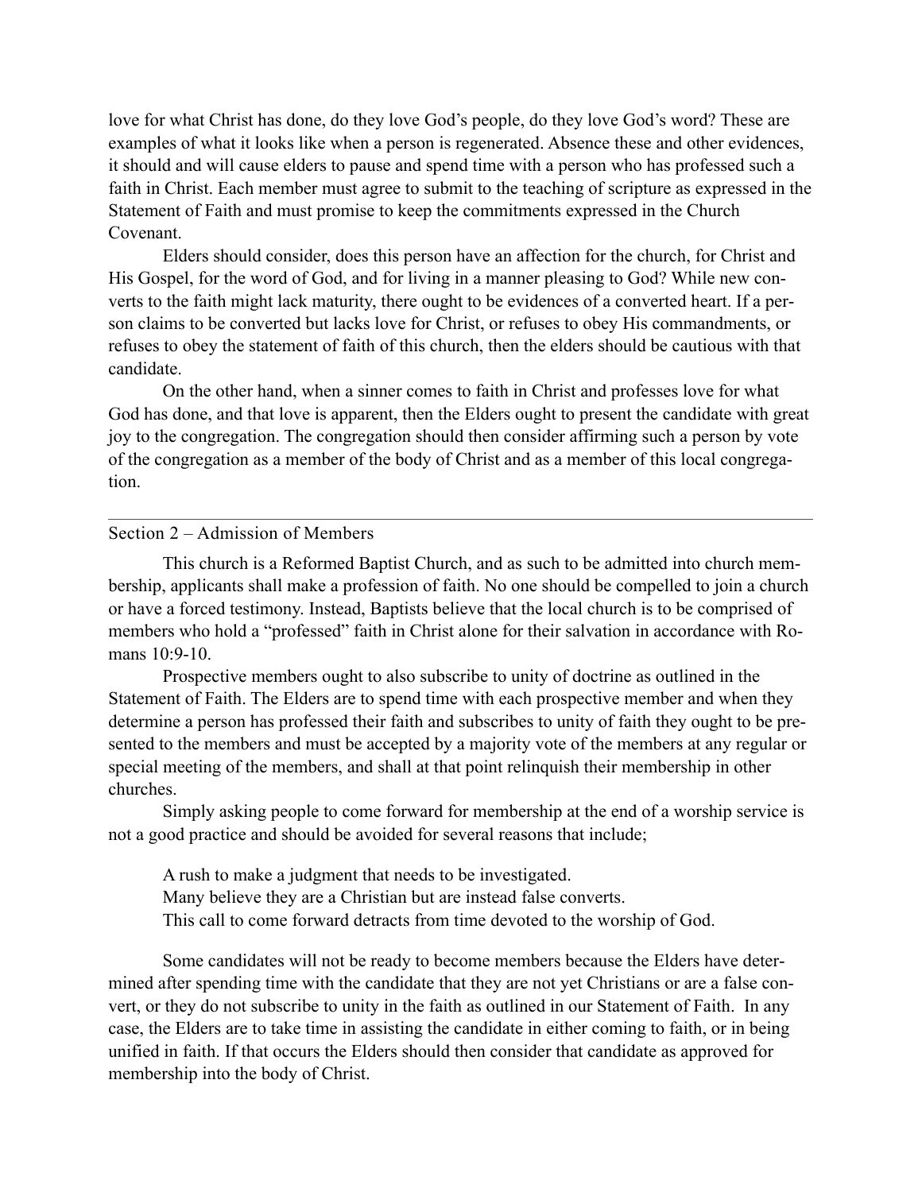love for what Christ has done, do they love God's people, do they love God's word? These are examples of what it looks like when a person is regenerated. Absence these and other evidences, it should and will cause elders to pause and spend time with a person who has professed such a faith in Christ. Each member must agree to submit to the teaching of scripture as expressed in the Statement of Faith and must promise to keep the commitments expressed in the Church Covenant.

Elders should consider, does this person have an affection for the church, for Christ and His Gospel, for the word of God, and for living in a manner pleasing to God? While new converts to the faith might lack maturity, there ought to be evidences of a converted heart. If a person claims to be converted but lacks love for Christ, or refuses to obey His commandments, or refuses to obey the statement of faith of this church, then the elders should be cautious with that candidate.

On the other hand, when a sinner comes to faith in Christ and professes love for what God has done, and that love is apparent, then the Elders ought to present the candidate with great joy to the congregation. The congregation should then consider affirming such a person by vote of the congregation as a member of the body of Christ and as a member of this local congregation.

---

Section 2 – Admission of Members

This church is a Reformed Baptist Church, and as such to be admitted into church membership, applicants shall make a profession of faith. No one should be compelled to join a church or have a forced testimony. Instead, Baptists believe that the local church is to be comprised of members who hold a "professed" faith in Christ alone for their salvation in accordance with Romans 10:9-10.

Prospective members ought to also subscribe to unity of doctrine as outlined in the Statement of Faith. The Elders are to spend time with each prospective member and when they determine a person has professed their faith and subscribes to unity of faith they ought to be presented to the members and must be accepted by a majority vote of the members at any regular or special meeting of the members, and shall at that point relinquish their membership in other churches.

Simply asking people to come forward for membership at the end of a worship service is not a good practice and should be avoided for several reasons that include;

A rush to make a judgment that needs to be investigated.
Many believe they are a Christian but are instead false converts.
This call to come forward detracts from time devoted to the worship of God.

Some candidates will not be ready to become members because the Elders have determined after spending time with the candidate that they are not yet Christians or are a false convert, or they do not subscribe to unity in the faith as outlined in our Statement of Faith. In any case, the Elders are to take time in assisting the candidate in either coming to faith, or in being unified in faith. If that occurs the Elders should then consider that candidate as approved for membership into the body of Christ.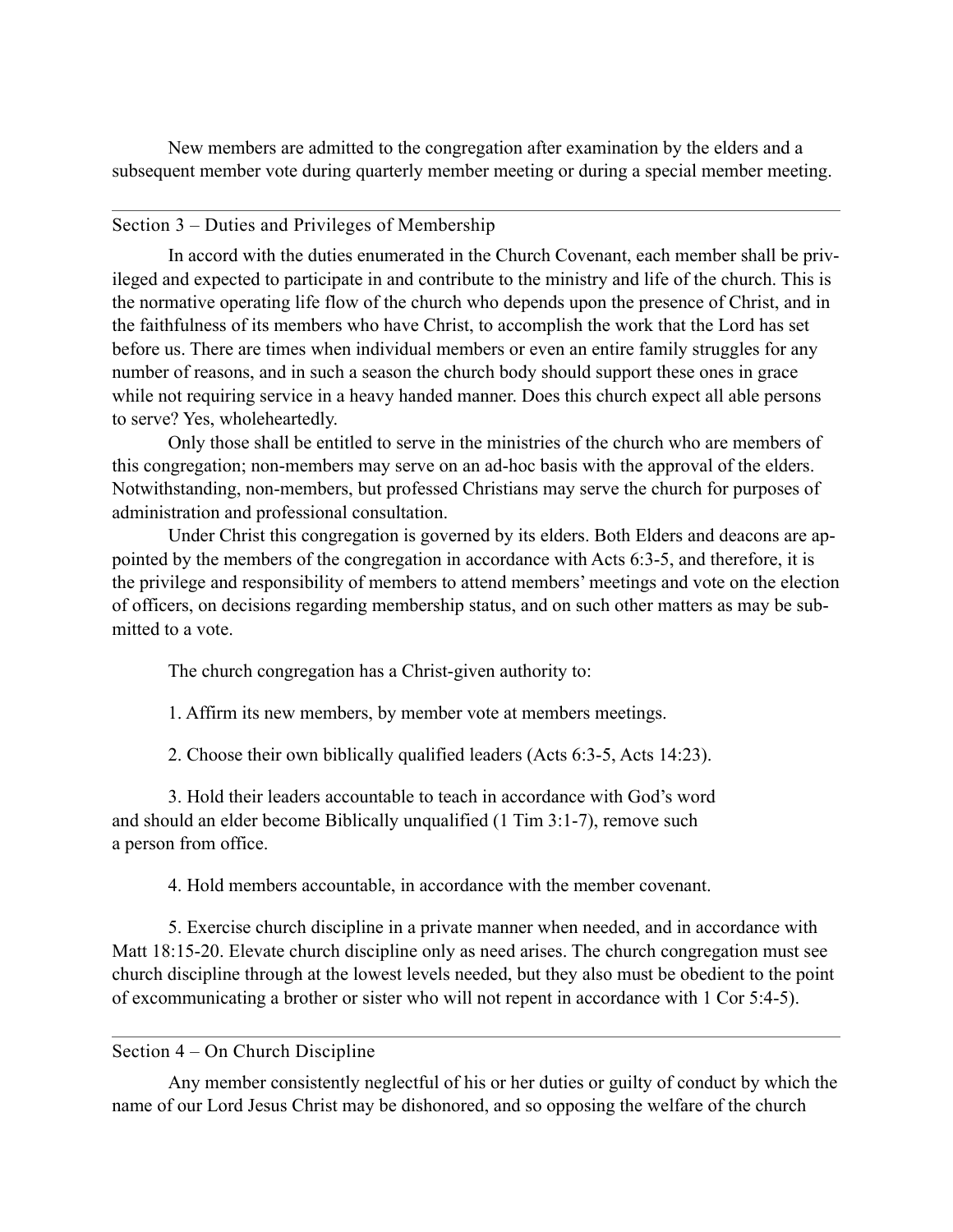New members are admitted to the congregation after examination by the elders and a subsequent member vote during quarterly member meeting or during a special member meeting.

---

## Section 3 – Duties and Privileges of Membership

In accord with the duties enumerated in the Church Covenant, each member shall be privileged and expected to participate in and contribute to the ministry and life of the church. This is the normative operating life flow of the church who depends upon the presence of Christ, and in the faithfulness of its members who have Christ, to accomplish the work that the Lord has set before us. There are times when individual members or even an entire family struggles for any number of reasons, and in such a season the church body should support these ones in grace while not requiring service in a heavy handed manner. Does this church expect all able persons to serve? Yes, wholeheartedly.

Only those shall be entitled to serve in the ministries of the church who are members of this congregation; non-members may serve on an ad-hoc basis with the approval of the elders. Notwithstanding, non-members, but professed Christians may serve the church for purposes of administration and professional consultation.

Under Christ this congregation is governed by its elders. Both Elders and deacons are appointed by the members of the congregation in accordance with Acts 6:3-5, and therefore, it is the privilege and responsibility of members to attend members' meetings and vote on the election of officers, on decisions regarding membership status, and on such other matters as may be submitted to a vote.

The church congregation has a Christ-given authority to:

1. Affirm its new members, by member vote at members meetings.

2. Choose their own biblically qualified leaders (Acts 6:3-5, Acts 14:23).

3. Hold their leaders accountable to teach in accordance with God's word and should an elder become Biblically unqualified (1 Tim 3:1-7), remove such a person from office.

4. Hold members accountable, in accordance with the member covenant.

5. Exercise church discipline in a private manner when needed, and in accordance with Matt 18:15-20. Elevate church discipline only as need arises. The church congregation must see church discipline through at the lowest levels needed, but they also must be obedient to the point of excommunicating a brother or sister who will not repent in accordance with 1 Cor 5:4-5).

---

## Section 4 – On Church Discipline

Any member consistently neglectful of his or her duties or guilty of conduct by which the name of our Lord Jesus Christ may be dishonored, and so opposing the welfare of the church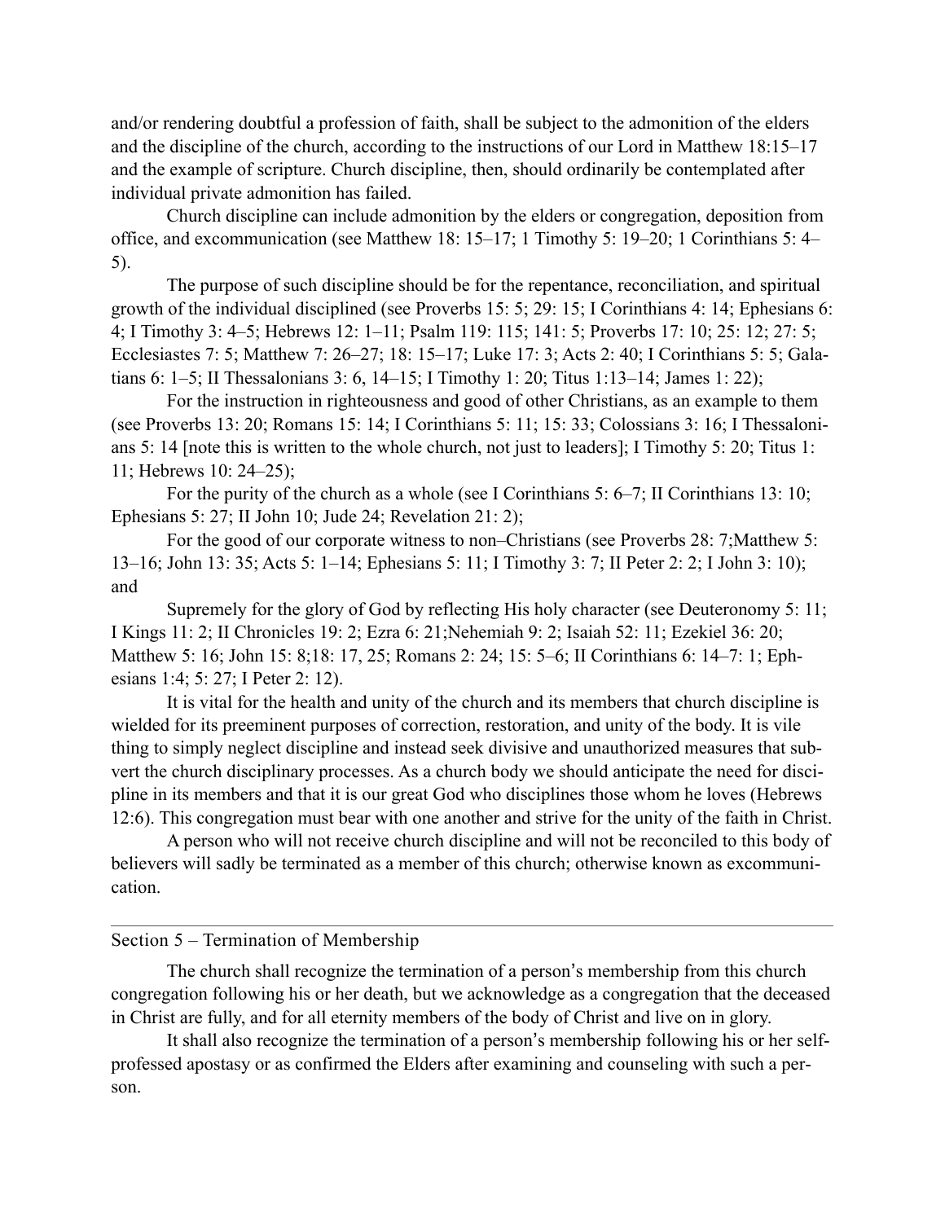and/or rendering doubtful a profession of faith, shall be subject to the admonition of the elders and the discipline of the church, according to the instructions of our Lord in Matthew 18:15–17 and the example of scripture. Church discipline, then, should ordinarily be contemplated after individual private admonition has failed.

Church discipline can include admonition by the elders or congregation, deposition from office, and excommunication (see Matthew 18: 15–17; 1 Timothy 5: 19–20; 1 Corinthians 5: 4–5).

The purpose of such discipline should be for the repentance, reconciliation, and spiritual growth of the individual disciplined (see Proverbs 15: 5; 29: 15; I Corinthians 4: 14; Ephesians 6: 4; I Timothy 3: 4–5; Hebrews 12: 1–11; Psalm 119: 115; 141: 5; Proverbs 17: 10; 25: 12; 27: 5; Ecclesiastes 7: 5; Matthew 7: 26–27; 18: 15–17; Luke 17: 3; Acts 2: 40; I Corinthians 5: 5; Galatians 6: 1–5; II Thessalonians 3: 6, 14–15; I Timothy 1: 20; Titus 1:13–14; James 1: 22);

For the instruction in righteousness and good of other Christians, as an example to them (see Proverbs 13: 20; Romans 15: 14; I Corinthians 5: 11; 15: 33; Colossians 3: 16; I Thessalonians 5: 14 [note this is written to the whole church, not just to leaders]; I Timothy 5: 20; Titus 1: 11; Hebrews 10: 24–25);

For the purity of the church as a whole (see I Corinthians 5: 6–7; II Corinthians 13: 10; Ephesians 5: 27; II John 10; Jude 24; Revelation 21: 2);

For the good of our corporate witness to non–Christians (see Proverbs 28: 7;Matthew 5: 13–16; John 13: 35; Acts 5: 1–14; Ephesians 5: 11; I Timothy 3: 7; II Peter 2: 2; I John 3: 10); and

Supremely for the glory of God by reflecting His holy character (see Deuteronomy 5: 11; I Kings 11: 2; II Chronicles 19: 2; Ezra 6: 21;Nehemiah 9: 2; Isaiah 52: 11; Ezekiel 36: 20; Matthew 5: 16; John 15: 8;18: 17, 25; Romans 2: 24; 15: 5–6; II Corinthians 6: 14–7: 1; Ephesians 1:4; 5: 27; I Peter 2: 12).

It is vital for the health and unity of the church and its members that church discipline is wielded for its preeminent purposes of correction, restoration, and unity of the body. It is vile thing to simply neglect discipline and instead seek divisive and unauthorized measures that subvert the church disciplinary processes. As a church body we should anticipate the need for discipline in its members and that it is our great God who disciplines those whom he loves (Hebrews 12:6). This congregation must bear with one another and strive for the unity of the faith in Christ.

A person who will not receive church discipline and will not be reconciled to this body of believers will sadly be terminated as a member of this church; otherwise known as excommunication.

---

## Section 5 – Termination of Membership

The church shall recognize the termination of a person's membership from this church congregation following his or her death, but we acknowledge as a congregation that the deceased in Christ are fully, and for all eternity members of the body of Christ and live on in glory.

It shall also recognize the termination of a person's membership following his or her self-professed apostasy or as confirmed the Elders after examining and counseling with such a person.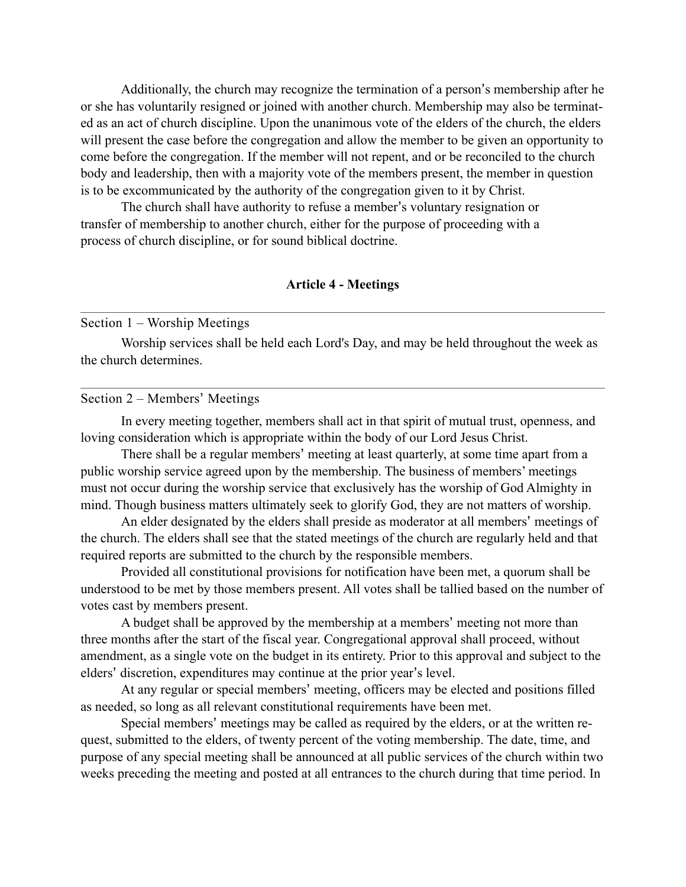Additionally, the church may recognize the termination of a person's membership after he or she has voluntarily resigned or joined with another church. Membership may also be terminated as an act of church discipline. Upon the unanimous vote of the elders of the church, the elders will present the case before the congregation and allow the member to be given an opportunity to come before the congregation. If the member will not repent, and or be reconciled to the church body and leadership, then with a majority vote of the members present, the member in question is to be excommunicated by the authority of the congregation given to it by Christ.

The church shall have authority to refuse a member's voluntary resignation or transfer of membership to another church, either for the purpose of proceeding with a process of church discipline, or for sound biblical doctrine.

## Article 4 - Meetings

---

### Section 1 – Worship Meetings

Worship services shall be held each Lord's Day, and may be held throughout the week as the church determines.

---

### Section 2 – Members' Meetings

In every meeting together, members shall act in that spirit of mutual trust, openness, and loving consideration which is appropriate within the body of our Lord Jesus Christ.

There shall be a regular members' meeting at least quarterly, at some time apart from a public worship service agreed upon by the membership. The business of members' meetings must not occur during the worship service that exclusively has the worship of God Almighty in mind. Though business matters ultimately seek to glorify God, they are not matters of worship.

An elder designated by the elders shall preside as moderator at all members' meetings of the church. The elders shall see that the stated meetings of the church are regularly held and that required reports are submitted to the church by the responsible members.

Provided all constitutional provisions for notification have been met, a quorum shall be understood to be met by those members present. All votes shall be tallied based on the number of votes cast by members present.

A budget shall be approved by the membership at a members' meeting not more than three months after the start of the fiscal year. Congregational approval shall proceed, without amendment, as a single vote on the budget in its entirety. Prior to this approval and subject to the elders' discretion, expenditures may continue at the prior year's level.

At any regular or special members' meeting, officers may be elected and positions filled as needed, so long as all relevant constitutional requirements have been met.

Special members' meetings may be called as required by the elders, or at the written request, submitted to the elders, of twenty percent of the voting membership. The date, time, and purpose of any special meeting shall be announced at all public services of the church within two weeks preceding the meeting and posted at all entrances to the church during that time period. In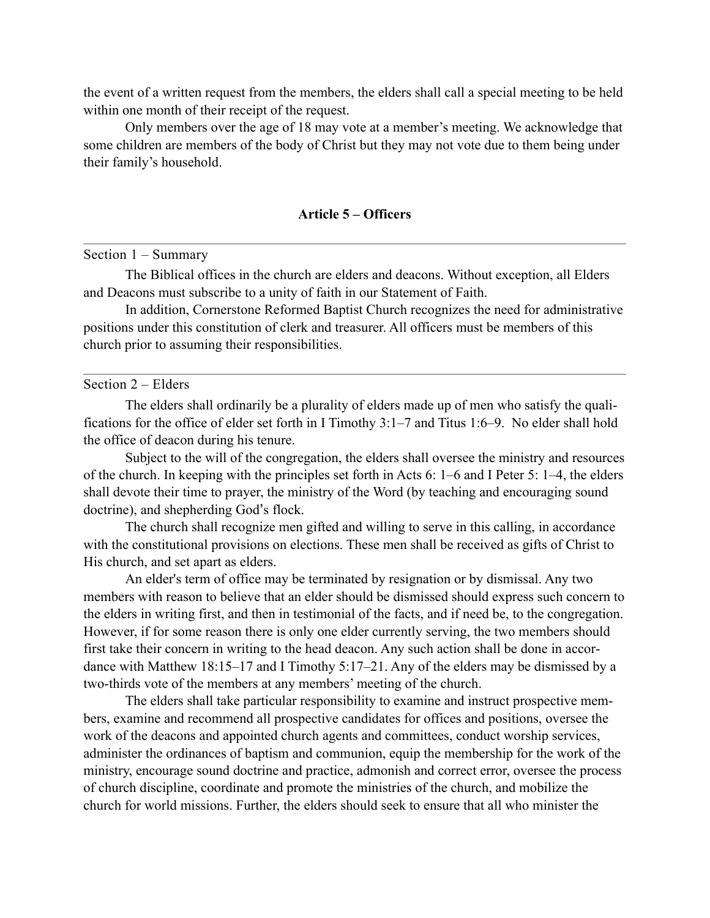the event of a written request from the members, the elders shall call a special meeting to be held within one month of their receipt of the request.

Only members over the age of 18 may vote at a member's meeting. We acknowledge that some children are members of the body of Christ but they may not vote due to them being under their family's household.

## Article 5 – Officers

### Section 1 – Summary

The Biblical offices in the church are elders and deacons. Without exception, all Elders and Deacons must subscribe to a unity of faith in our Statement of Faith.

In addition, Cornerstone Reformed Baptist Church recognizes the need for administrative positions under this constitution of clerk and treasurer. All officers must be members of this church prior to assuming their responsibilities.

### Section 2 – Elders

The elders shall ordinarily be a plurality of elders made up of men who satisfy the qualifications for the office of elder set forth in I Timothy 3:1–7 and Titus 1:6–9. No elder shall hold the office of deacon during his tenure.

Subject to the will of the congregation, the elders shall oversee the ministry and resources of the church. In keeping with the principles set forth in Acts 6: 1–6 and I Peter 5: 1–4, the elders shall devote their time to prayer, the ministry of the Word (by teaching and encouraging sound doctrine), and shepherding God's flock.

The church shall recognize men gifted and willing to serve in this calling, in accordance with the constitutional provisions on elections. These men shall be received as gifts of Christ to His church, and set apart as elders.

An elder's term of office may be terminated by resignation or by dismissal. Any two members with reason to believe that an elder should be dismissed should express such concern to the elders in writing first, and then in testimonial of the facts, and if need be, to the congregation. However, if for some reason there is only one elder currently serving, the two members should first take their concern in writing to the head deacon. Any such action shall be done in accordance with Matthew 18:15–17 and I Timothy 5:17–21. Any of the elders may be dismissed by a two-thirds vote of the members at any members' meeting of the church.

The elders shall take particular responsibility to examine and instruct prospective members, examine and recommend all prospective candidates for offices and positions, oversee the work of the deacons and appointed church agents and committees, conduct worship services, administer the ordinances of baptism and communion, equip the membership for the work of the ministry, encourage sound doctrine and practice, admonish and correct error, oversee the process of church discipline, coordinate and promote the ministries of the church, and mobilize the church for world missions. Further, the elders should seek to ensure that all who minister the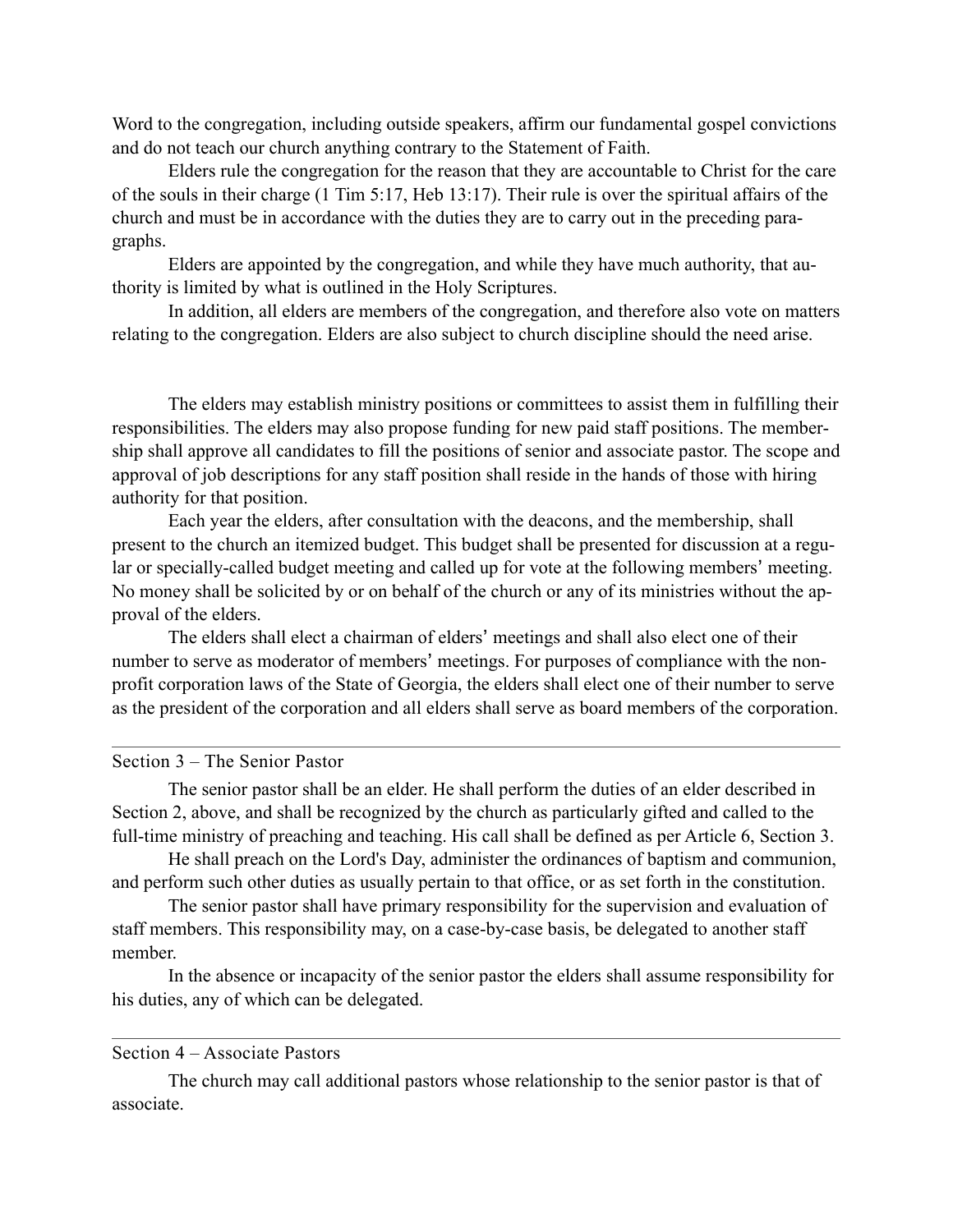Word to the congregation, including outside speakers, affirm our fundamental gospel convictions and do not teach our church anything contrary to the Statement of Faith.

Elders rule the congregation for the reason that they are accountable to Christ for the care of the souls in their charge (1 Tim 5:17, Heb 13:17). Their rule is over the spiritual affairs of the church and must be in accordance with the duties they are to carry out in the preceding paragraphs.

Elders are appointed by the congregation, and while they have much authority, that authority is limited by what is outlined in the Holy Scriptures.

In addition, all elders are members of the congregation, and therefore also vote on matters relating to the congregation. Elders are also subject to church discipline should the need arise.

The elders may establish ministry positions or committees to assist them in fulfilling their responsibilities. The elders may also propose funding for new paid staff positions. The membership shall approve all candidates to fill the positions of senior and associate pastor. The scope and approval of job descriptions for any staff position shall reside in the hands of those with hiring authority for that position.

Each year the elders, after consultation with the deacons, and the membership, shall present to the church an itemized budget. This budget shall be presented for discussion at a regular or specially-called budget meeting and called up for vote at the following members' meeting. No money shall be solicited by or on behalf of the church or any of its ministries without the approval of the elders.

The elders shall elect a chairman of elders' meetings and shall also elect one of their number to serve as moderator of members' meetings. For purposes of compliance with the non-profit corporation laws of the State of Georgia, the elders shall elect one of their number to serve as the president of the corporation and all elders shall serve as board members of the corporation.

## Section 3 – The Senior Pastor

The senior pastor shall be an elder. He shall perform the duties of an elder described in Section 2, above, and shall be recognized by the church as particularly gifted and called to the full-time ministry of preaching and teaching. His call shall be defined as per Article 6, Section 3.

He shall preach on the Lord's Day, administer the ordinances of baptism and communion, and perform such other duties as usually pertain to that office, or as set forth in the constitution.

The senior pastor shall have primary responsibility for the supervision and evaluation of staff members. This responsibility may, on a case-by-case basis, be delegated to another staff member.

In the absence or incapacity of the senior pastor the elders shall assume responsibility for his duties, any of which can be delegated.

## Section 4 – Associate Pastors

The church may call additional pastors whose relationship to the senior pastor is that of associate.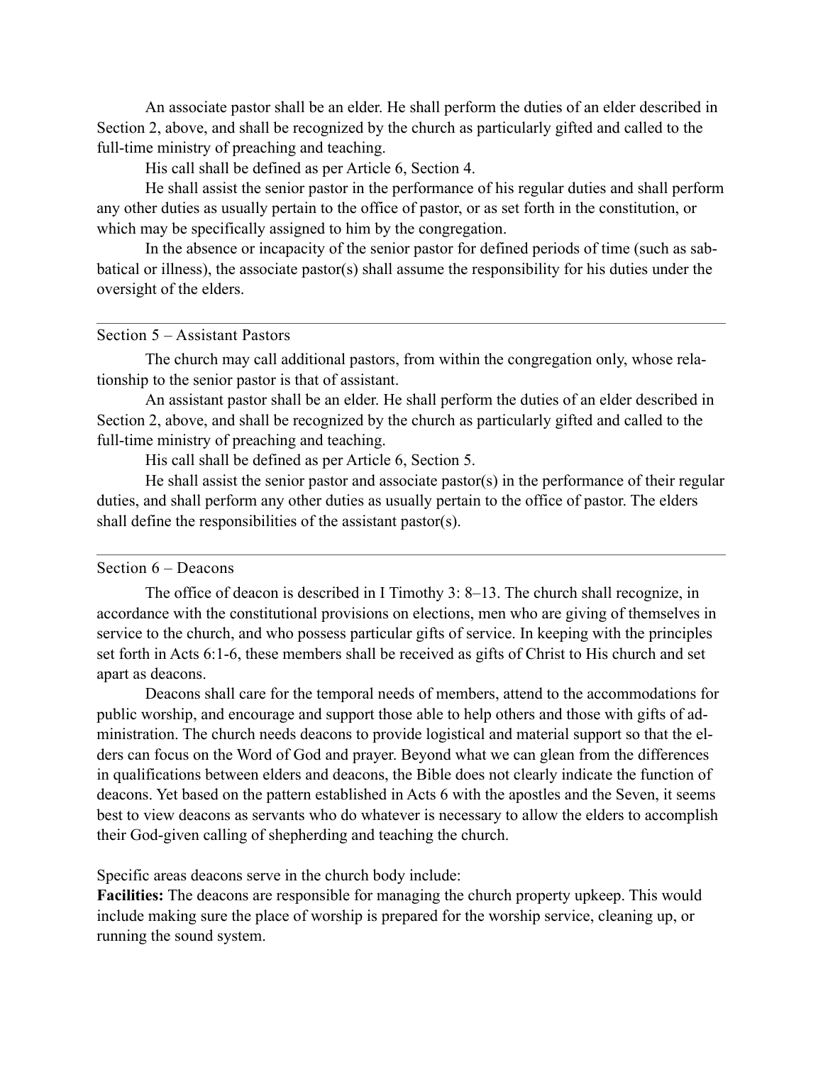An associate pastor shall be an elder. He shall perform the duties of an elder described in Section 2, above, and shall be recognized by the church as particularly gifted and called to the full-time ministry of preaching and teaching.

His call shall be defined as per Article 6, Section 4.

He shall assist the senior pastor in the performance of his regular duties and shall perform any other duties as usually pertain to the office of pastor, or as set forth in the constitution, or which may be specifically assigned to him by the congregation.

In the absence or incapacity of the senior pastor for defined periods of time (such as sabbatical or illness), the associate pastor(s) shall assume the responsibility for his duties under the oversight of the elders.

---

## Section 5 – Assistant Pastors

The church may call additional pastors, from within the congregation only, whose relationship to the senior pastor is that of assistant.

An assistant pastor shall be an elder. He shall perform the duties of an elder described in Section 2, above, and shall be recognized by the church as particularly gifted and called to the full-time ministry of preaching and teaching.

His call shall be defined as per Article 6, Section 5.

He shall assist the senior pastor and associate pastor(s) in the performance of their regular duties, and shall perform any other duties as usually pertain to the office of pastor. The elders shall define the responsibilities of the assistant pastor(s).

---

## Section 6 – Deacons

The office of deacon is described in I Timothy 3: 8–13. The church shall recognize, in accordance with the constitutional provisions on elections, men who are giving of themselves in service to the church, and who possess particular gifts of service. In keeping with the principles set forth in Acts 6:1-6, these members shall be received as gifts of Christ to His church and set apart as deacons.

Deacons shall care for the temporal needs of members, attend to the accommodations for public worship, and encourage and support those able to help others and those with gifts of administration. The church needs deacons to provide logistical and material support so that the elders can focus on the Word of God and prayer. Beyond what we can glean from the differences in qualifications between elders and deacons, the Bible does not clearly indicate the function of deacons. Yet based on the pattern established in Acts 6 with the apostles and the Seven, it seems best to view deacons as servants who do whatever is necessary to allow the elders to accomplish their God-given calling of shepherding and teaching the church.

Specific areas deacons serve in the church body include:

**Facilities:** The deacons are responsible for managing the church property upkeep. This would include making sure the place of worship is prepared for the worship service, cleaning up, or running the sound system.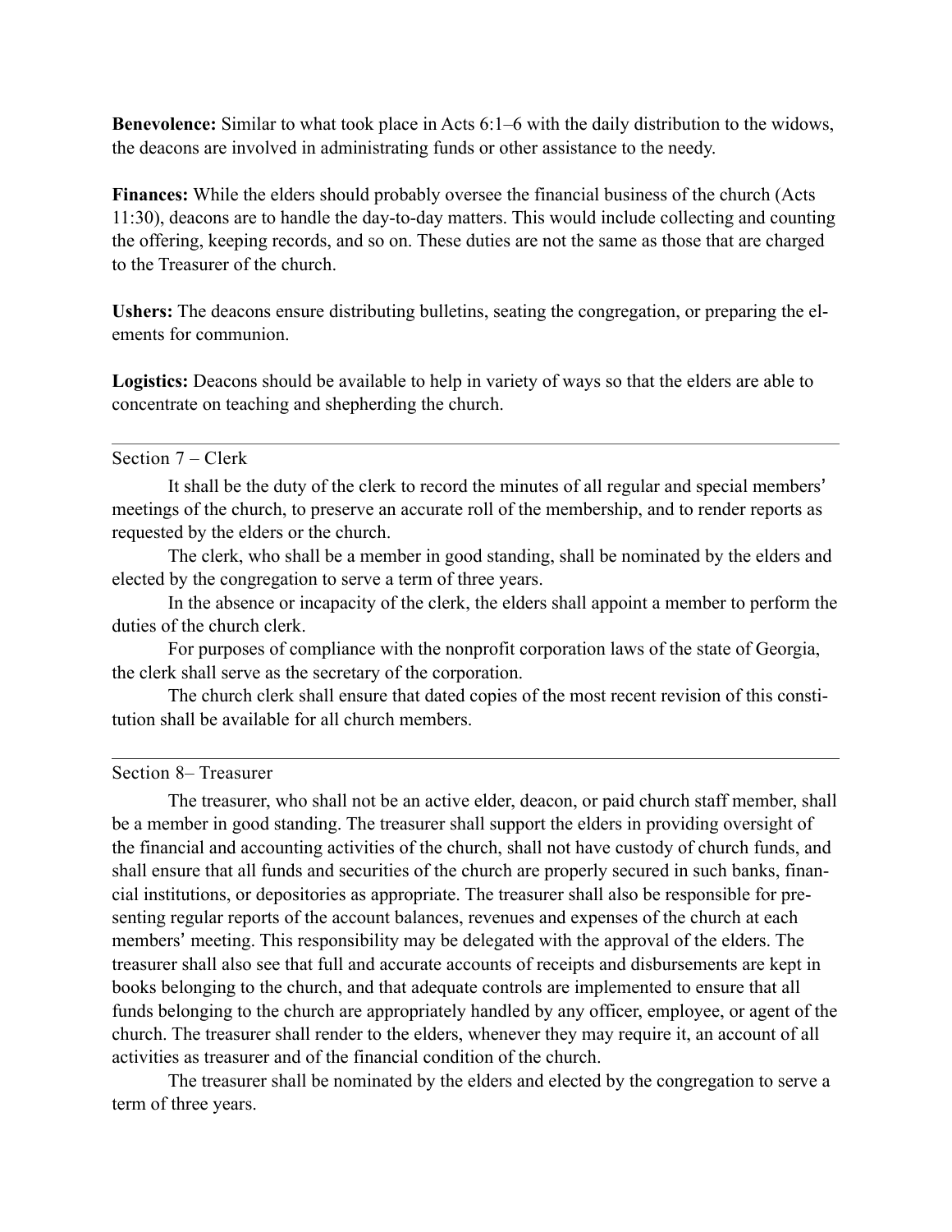**Benevolence:** Similar to what took place in Acts 6:1–6 with the daily distribution to the widows, the deacons are involved in administrating funds or other assistance to the needy.

**Finances:** While the elders should probably oversee the financial business of the church (Acts 11:30), deacons are to handle the day-to-day matters. This would include collecting and counting the offering, keeping records, and so on. These duties are not the same as those that are charged to the Treasurer of the church.

**Ushers:** The deacons ensure distributing bulletins, seating the congregation, or preparing the elements for communion.

**Logistics:** Deacons should be available to help in variety of ways so that the elders are able to concentrate on teaching and shepherding the church.

---

### Section 7 – Clerk

It shall be the duty of the clerk to record the minutes of all regular and special members' meetings of the church, to preserve an accurate roll of the membership, and to render reports as requested by the elders or the church.

The clerk, who shall be a member in good standing, shall be nominated by the elders and elected by the congregation to serve a term of three years.

In the absence or incapacity of the clerk, the elders shall appoint a member to perform the duties of the church clerk.

For purposes of compliance with the nonprofit corporation laws of the state of Georgia, the clerk shall serve as the secretary of the corporation.

The church clerk shall ensure that dated copies of the most recent revision of this constitution shall be available for all church members.

---

### Section 8– Treasurer

The treasurer, who shall not be an active elder, deacon, or paid church staff member, shall be a member in good standing. The treasurer shall support the elders in providing oversight of the financial and accounting activities of the church, shall not have custody of church funds, and shall ensure that all funds and securities of the church are properly secured in such banks, financial institutions, or depositories as appropriate. The treasurer shall also be responsible for presenting regular reports of the account balances, revenues and expenses of the church at each members' meeting. This responsibility may be delegated with the approval of the elders. The treasurer shall also see that full and accurate accounts of receipts and disbursements are kept in books belonging to the church, and that adequate controls are implemented to ensure that all funds belonging to the church are appropriately handled by any officer, employee, or agent of the church. The treasurer shall render to the elders, whenever they may require it, an account of all activities as treasurer and of the financial condition of the church.

The treasurer shall be nominated by the elders and elected by the congregation to serve a term of three years.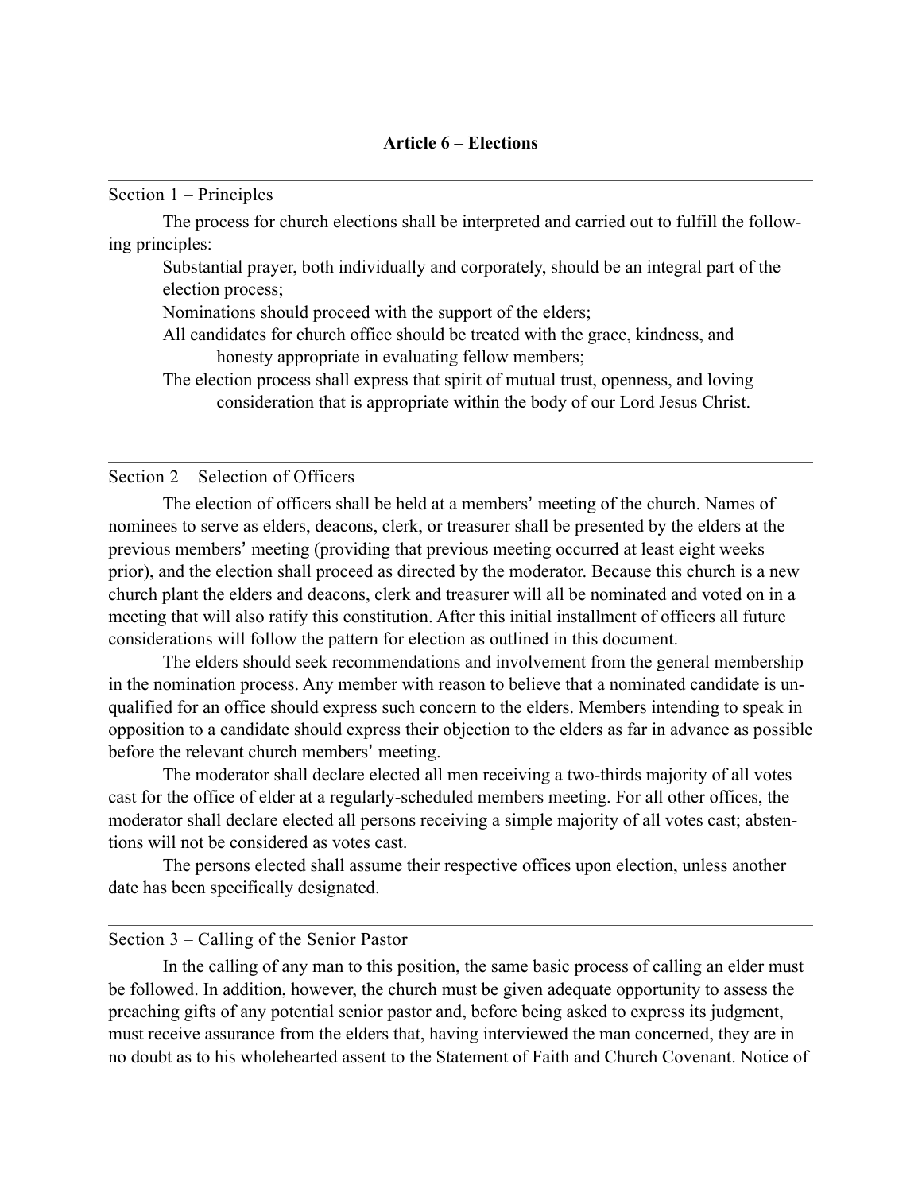## Article 6 – Elections

### Section 1 – Principles

The process for church elections shall be interpreted and carried out to fulfill the following principles:

Substantial prayer, both individually and corporately, should be an integral part of the election process;

Nominations should proceed with the support of the elders;

All candidates for church office should be treated with the grace, kindness, and honesty appropriate in evaluating fellow members;

The election process shall express that spirit of mutual trust, openness, and loving consideration that is appropriate within the body of our Lord Jesus Christ.

### Section 2 – Selection of Officers

The election of officers shall be held at a members' meeting of the church. Names of nominees to serve as elders, deacons, clerk, or treasurer shall be presented by the elders at the previous members' meeting (providing that previous meeting occurred at least eight weeks prior), and the election shall proceed as directed by the moderator. Because this church is a new church plant the elders and deacons, clerk and treasurer will all be nominated and voted on in a meeting that will also ratify this constitution. After this initial installment of officers all future considerations will follow the pattern for election as outlined in this document.

The elders should seek recommendations and involvement from the general membership in the nomination process. Any member with reason to believe that a nominated candidate is unqualified for an office should express such concern to the elders. Members intending to speak in opposition to a candidate should express their objection to the elders as far in advance as possible before the relevant church members' meeting.

The moderator shall declare elected all men receiving a two-thirds majority of all votes cast for the office of elder at a regularly-scheduled members meeting. For all other offices, the moderator shall declare elected all persons receiving a simple majority of all votes cast; abstentions will not be considered as votes cast.

The persons elected shall assume their respective offices upon election, unless another date has been specifically designated.

### Section 3 – Calling of the Senior Pastor

In the calling of any man to this position, the same basic process of calling an elder must be followed. In addition, however, the church must be given adequate opportunity to assess the preaching gifts of any potential senior pastor and, before being asked to express its judgment, must receive assurance from the elders that, having interviewed the man concerned, they are in no doubt as to his wholehearted assent to the Statement of Faith and Church Covenant. Notice of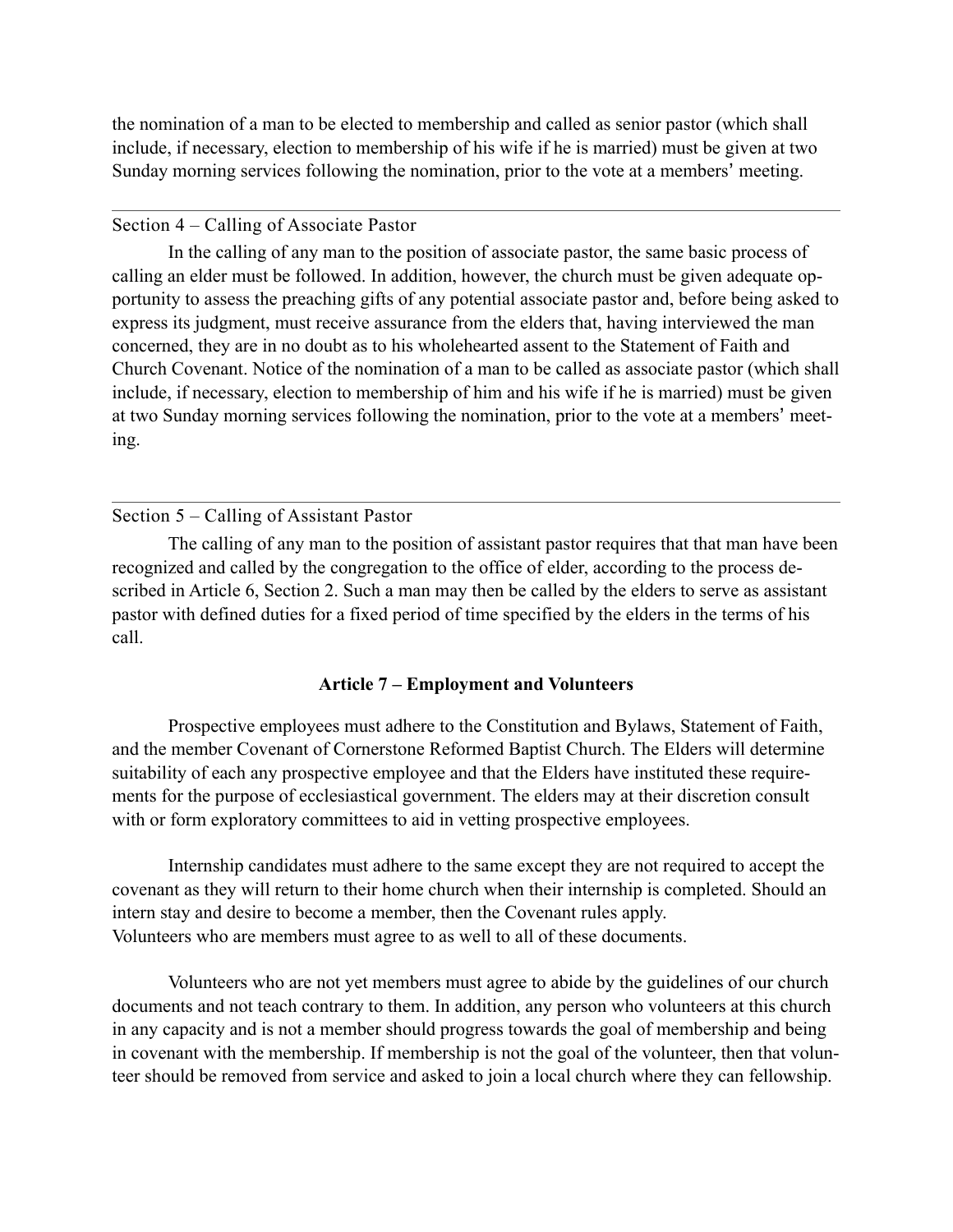the nomination of a man to be elected to membership and called as senior pastor (which shall include, if necessary, election to membership of his wife if he is married) must be given at two Sunday morning services following the nomination, prior to the vote at a members' meeting.

---

### Section 4 – Calling of Associate Pastor

In the calling of any man to the position of associate pastor, the same basic process of calling an elder must be followed. In addition, however, the church must be given adequate opportunity to assess the preaching gifts of any potential associate pastor and, before being asked to express its judgment, must receive assurance from the elders that, having interviewed the man concerned, they are in no doubt as to his wholehearted assent to the Statement of Faith and Church Covenant. Notice of the nomination of a man to be called as associate pastor (which shall include, if necessary, election to membership of him and his wife if he is married) must be given at two Sunday morning services following the nomination, prior to the vote at a members' meeting.

---

### Section 5 – Calling of Assistant Pastor

The calling of any man to the position of assistant pastor requires that that man have been recognized and called by the congregation to the office of elder, according to the process described in Article 6, Section 2. Such a man may then be called by the elders to serve as assistant pastor with defined duties for a fixed period of time specified by the elders in the terms of his call.

## Article 7 – Employment and Volunteers

Prospective employees must adhere to the Constitution and Bylaws, Statement of Faith, and the member Covenant of Cornerstone Reformed Baptist Church. The Elders will determine suitability of each any prospective employee and that the Elders have instituted these requirements for the purpose of ecclesiastical government. The elders may at their discretion consult with or form exploratory committees to aid in vetting prospective employees.

Internship candidates must adhere to the same except they are not required to accept the covenant as they will return to their home church when their internship is completed. Should an intern stay and desire to become a member, then the Covenant rules apply.
Volunteers who are members must agree to as well to all of these documents.

Volunteers who are not yet members must agree to abide by the guidelines of our church documents and not teach contrary to them. In addition, any person who volunteers at this church in any capacity and is not a member should progress towards the goal of membership and being in covenant with the membership. If membership is not the goal of the volunteer, then that volunteer should be removed from service and asked to join a local church where they can fellowship.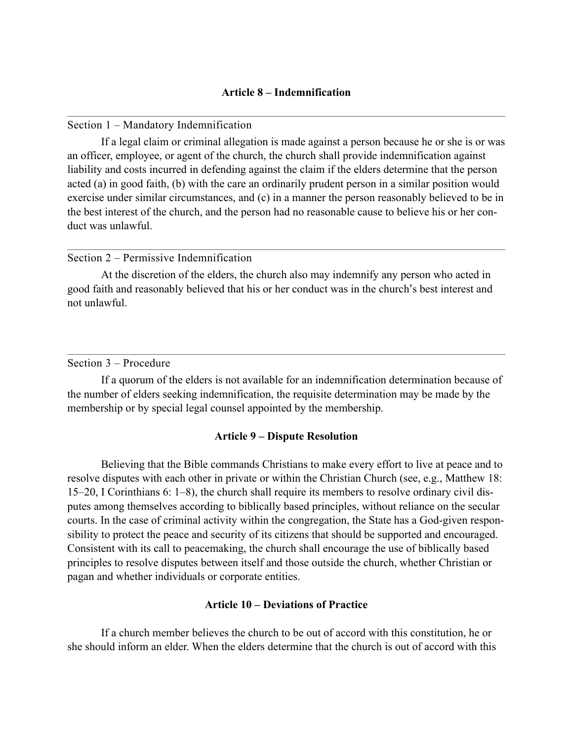## Article 8 – Indemnification

---

Section 1 – Mandatory Indemnification

If a legal claim or criminal allegation is made against a person because he or she is or was an officer, employee, or agent of the church, the church shall provide indemnification against liability and costs incurred in defending against the claim if the elders determine that the person acted (a) in good faith, (b) with the care an ordinarily prudent person in a similar position would exercise under similar circumstances, and (c) in a manner the person reasonably believed to be in the best interest of the church, and the person had no reasonable cause to believe his or her conduct was unlawful.

---

Section 2 – Permissive Indemnification

At the discretion of the elders, the church also may indemnify any person who acted in good faith and reasonably believed that his or her conduct was in the church's best interest and not unlawful.

---

Section 3 – Procedure

If a quorum of the elders is not available for an indemnification determination because of the number of elders seeking indemnification, the requisite determination may be made by the membership or by special legal counsel appointed by the membership.

## Article 9 – Dispute Resolution

Believing that the Bible commands Christians to make every effort to live at peace and to resolve disputes with each other in private or within the Christian Church (see, e.g., Matthew 18: 15–20, I Corinthians 6: 1–8), the church shall require its members to resolve ordinary civil disputes among themselves according to biblically based principles, without reliance on the secular courts. In the case of criminal activity within the congregation, the State has a God-given responsibility to protect the peace and security of its citizens that should be supported and encouraged. Consistent with its call to peacemaking, the church shall encourage the use of biblically based principles to resolve disputes between itself and those outside the church, whether Christian or pagan and whether individuals or corporate entities.

## Article 10 – Deviations of Practice

If a church member believes the church to be out of accord with this constitution, he or she should inform an elder. When the elders determine that the church is out of accord with this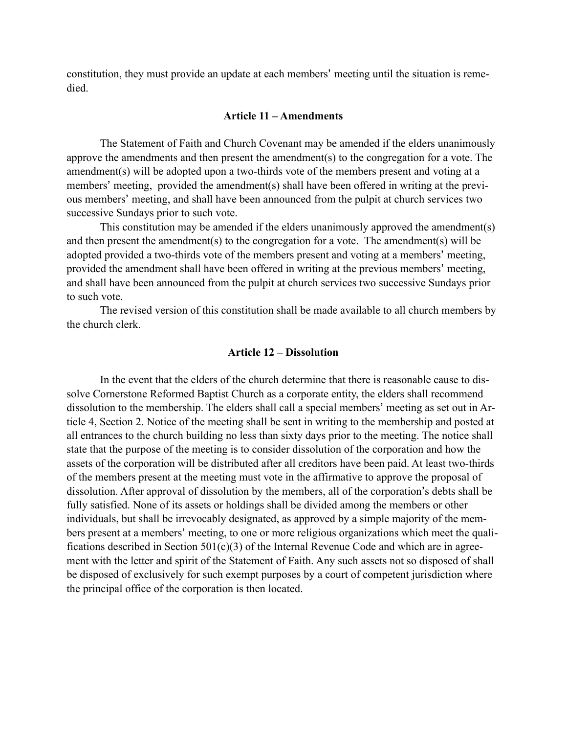constitution, they must provide an update at each members' meeting until the situation is remedied.

### Article 11 – Amendments

The Statement of Faith and Church Covenant may be amended if the elders unanimously approve the amendments and then present the amendment(s) to the congregation for a vote. The amendment(s) will be adopted upon a two-thirds vote of the members present and voting at a members' meeting, provided the amendment(s) shall have been offered in writing at the previous members' meeting, and shall have been announced from the pulpit at church services two successive Sundays prior to such vote.

This constitution may be amended if the elders unanimously approved the amendment(s) and then present the amendment(s) to the congregation for a vote. The amendment(s) will be adopted provided a two-thirds vote of the members present and voting at a members' meeting, provided the amendment shall have been offered in writing at the previous members' meeting, and shall have been announced from the pulpit at church services two successive Sundays prior to such vote.

The revised version of this constitution shall be made available to all church members by the church clerk.

### Article 12 – Dissolution

In the event that the elders of the church determine that there is reasonable cause to dissolve Cornerstone Reformed Baptist Church as a corporate entity, the elders shall recommend dissolution to the membership. The elders shall call a special members' meeting as set out in Article 4, Section 2. Notice of the meeting shall be sent in writing to the membership and posted at all entrances to the church building no less than sixty days prior to the meeting. The notice shall state that the purpose of the meeting is to consider dissolution of the corporation and how the assets of the corporation will be distributed after all creditors have been paid. At least two-thirds of the members present at the meeting must vote in the affirmative to approve the proposal of dissolution. After approval of dissolution by the members, all of the corporation's debts shall be fully satisfied. None of its assets or holdings shall be divided among the members or other individuals, but shall be irrevocably designated, as approved by a simple majority of the members present at a members' meeting, to one or more religious organizations which meet the qualifications described in Section 501(c)(3) of the Internal Revenue Code and which are in agreement with the letter and spirit of the Statement of Faith. Any such assets not so disposed of shall be disposed of exclusively for such exempt purposes by a court of competent jurisdiction where the principal office of the corporation is then located.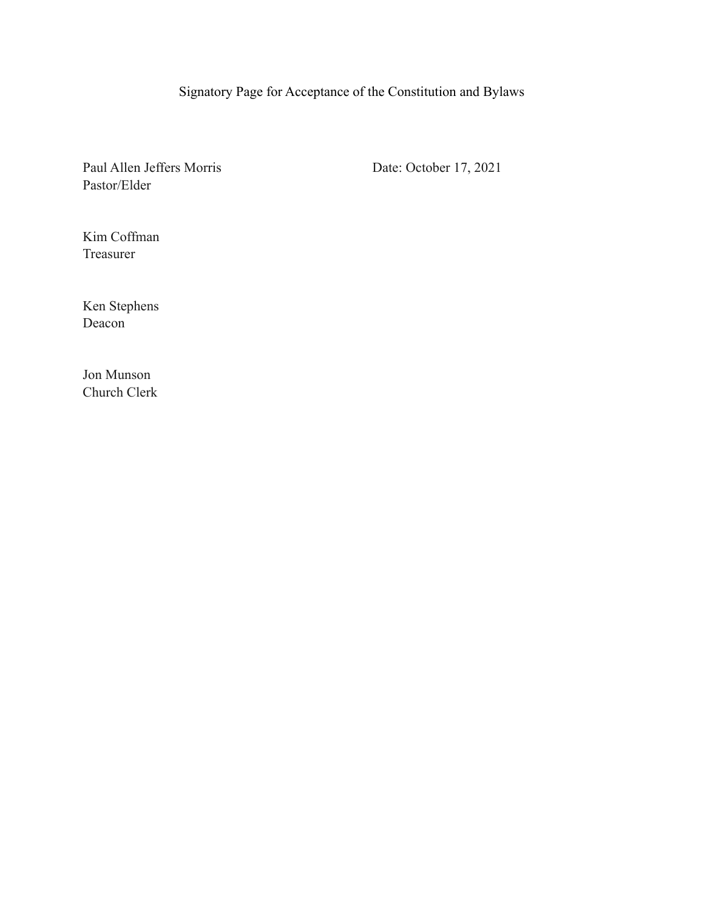# Signatory Page for Acceptance of the Constitution and Bylaws

Paul Allen Jeffers Morris
Pastor/Elder

Date: October 17, 2021

Kim Coffman
Treasurer

Ken Stephens
Deacon

Jon Munson
Church Clerk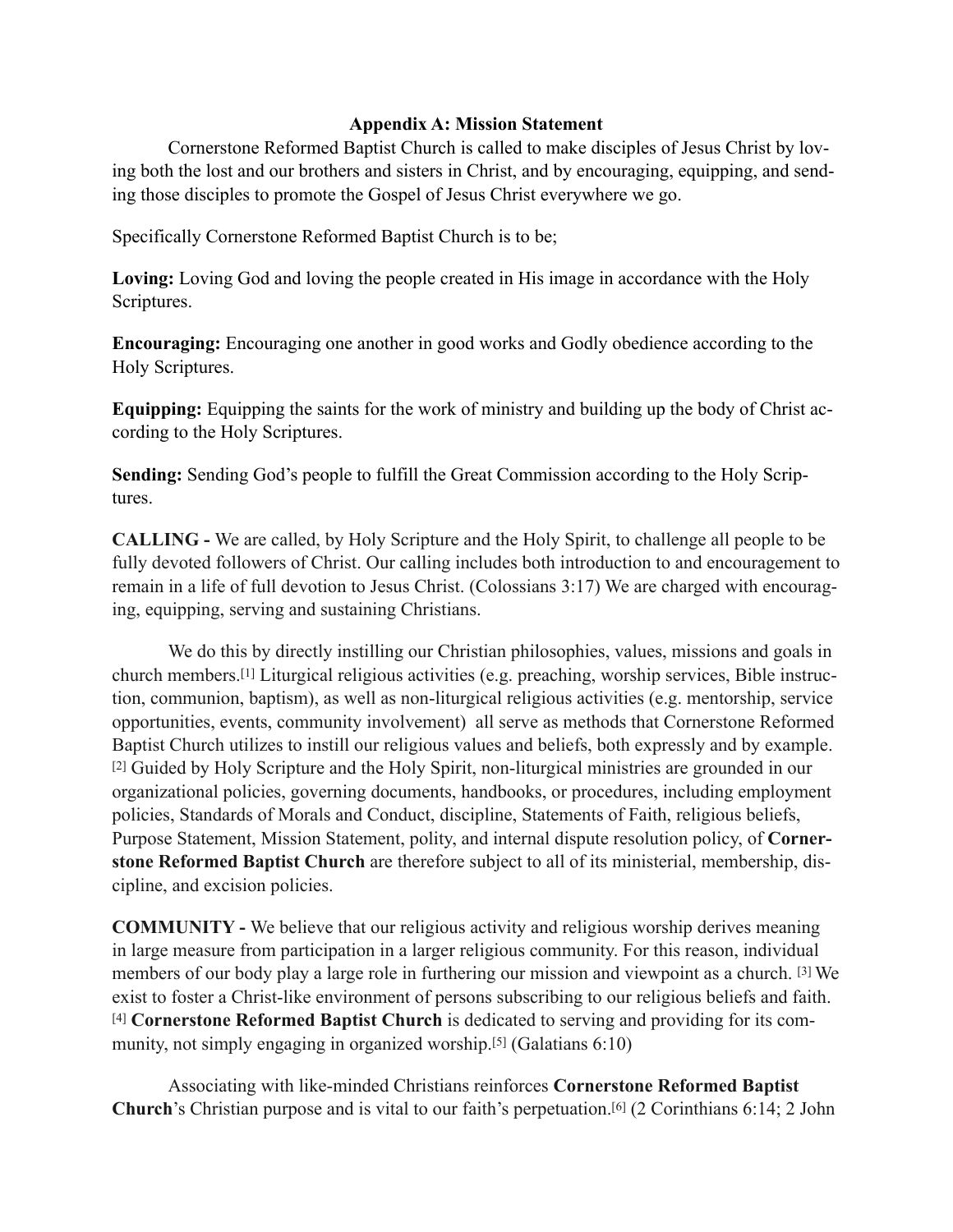**Appendix A: Mission Statement**

Cornerstone Reformed Baptist Church is called to make disciples of Jesus Christ by loving both the lost and our brothers and sisters in Christ, and by encouraging, equipping, and sending those disciples to promote the Gospel of Jesus Christ everywhere we go.

Specifically Cornerstone Reformed Baptist Church is to be;

**Loving:** Loving God and loving the people created in His image in accordance with the Holy Scriptures.

**Encouraging:** Encouraging one another in good works and Godly obedience according to the Holy Scriptures.

**Equipping:** Equipping the saints for the work of ministry and building up the body of Christ according to the Holy Scriptures.

**Sending:** Sending God's people to fulfill the Great Commission according to the Holy Scriptures.

**CALLING -** We are called, by Holy Scripture and the Holy Spirit, to challenge all people to be fully devoted followers of Christ. Our calling includes both introduction to and encouragement to remain in a life of full devotion to Jesus Christ. (Colossians 3:17) We are charged with encouraging, equipping, serving and sustaining Christians.

We do this by directly instilling our Christian philosophies, values, missions and goals in church members.[1] Liturgical religious activities (e.g. preaching, worship services, Bible instruction, communion, baptism), as well as non-liturgical religious activities (e.g. mentorship, service opportunities, events, community involvement) all serve as methods that Cornerstone Reformed Baptist Church utilizes to instill our religious values and beliefs, both expressly and by example.[2] Guided by Holy Scripture and the Holy Spirit, non-liturgical ministries are grounded in our organizational policies, governing documents, handbooks, or procedures, including employment policies, Standards of Morals and Conduct, discipline, Statements of Faith, religious beliefs, Purpose Statement, Mission Statement, polity, and internal dispute resolution policy, of **Cornerstone Reformed Baptist Church** are therefore subject to all of its ministerial, membership, discipline, and excision policies.

**COMMUNITY -** We believe that our religious activity and religious worship derives meaning in large measure from participation in a larger religious community. For this reason, individual members of our body play a large role in furthering our mission and viewpoint as a church.[3] We exist to foster a Christ-like environment of persons subscribing to our religious beliefs and faith.[4] **Cornerstone Reformed Baptist Church** is dedicated to serving and providing for its community, not simply engaging in organized worship.[5] (Galatians 6:10)

Associating with like-minded Christians reinforces **Cornerstone Reformed Baptist Church**'s Christian purpose and is vital to our faith's perpetuation.[6] (2 Corinthians 6:14; 2 John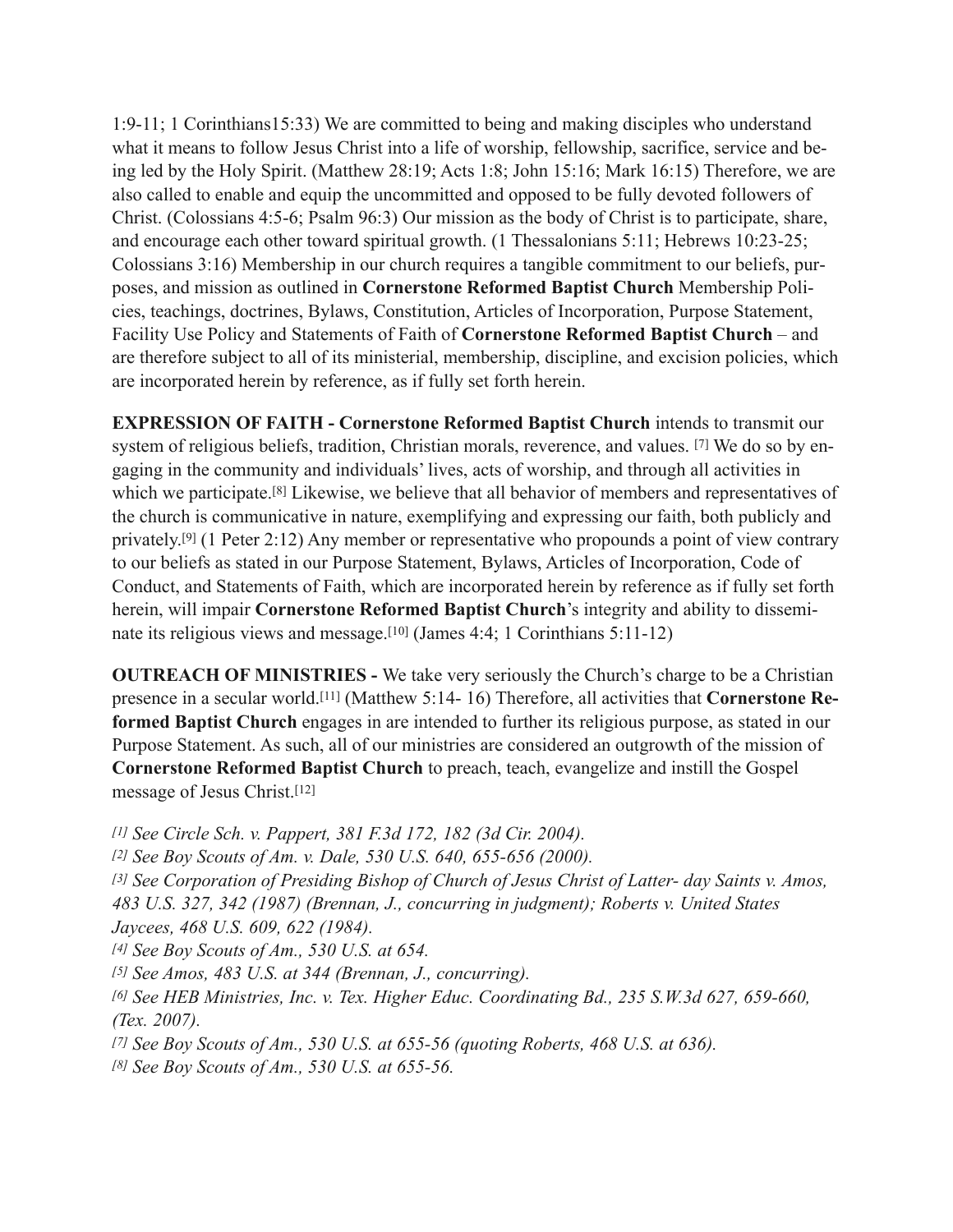1:9-11; 1 Corinthians15:33) We are committed to being and making disciples who understand what it means to follow Jesus Christ into a life of worship, fellowship, sacrifice, service and being led by the Holy Spirit. (Matthew 28:19; Acts 1:8; John 15:16; Mark 16:15) Therefore, we are also called to enable and equip the uncommitted and opposed to be fully devoted followers of Christ. (Colossians 4:5-6; Psalm 96:3) Our mission as the body of Christ is to participate, share, and encourage each other toward spiritual growth. (1 Thessalonians 5:11; Hebrews 10:23-25; Colossians 3:16) Membership in our church requires a tangible commitment to our beliefs, purposes, and mission as outlined in **Cornerstone Reformed Baptist Church** Membership Policies, teachings, doctrines, Bylaws, Constitution, Articles of Incorporation, Purpose Statement, Facility Use Policy and Statements of Faith of **Cornerstone Reformed Baptist Church** – and are therefore subject to all of its ministerial, membership, discipline, and excision policies, which are incorporated herein by reference, as if fully set forth herein.

**EXPRESSION OF FAITH - Cornerstone Reformed Baptist Church** intends to transmit our system of religious beliefs, tradition, Christian morals, reverence, and values. [7] We do so by engaging in the community and individuals' lives, acts of worship, and through all activities in which we participate.[8] Likewise, we believe that all behavior of members and representatives of the church is communicative in nature, exemplifying and expressing our faith, both publicly and privately.[9] (1 Peter 2:12) Any member or representative who propounds a point of view contrary to our beliefs as stated in our Purpose Statement, Bylaws, Articles of Incorporation, Code of Conduct, and Statements of Faith, which are incorporated herein by reference as if fully set forth herein, will impair **Cornerstone Reformed Baptist Church**'s integrity and ability to disseminate its religious views and message.[10] (James 4:4; 1 Corinthians 5:11-12)

**OUTREACH OF MINISTRIES -** We take very seriously the Church's charge to be a Christian presence in a secular world.[11] (Matthew 5:14- 16) Therefore, all activities that **Cornerstone Reformed Baptist Church** engages in are intended to further its religious purpose, as stated in our Purpose Statement. As such, all of our ministries are considered an outgrowth of the mission of **Cornerstone Reformed Baptist Church** to preach, teach, evangelize and instill the Gospel message of Jesus Christ.[12]

*[1] See Circle Sch. v. Pappert, 381 F.3d 172, 182 (3d Cir. 2004).*
*[2] See Boy Scouts of Am. v. Dale, 530 U.S. 640, 655-656 (2000).*
*[3] See Corporation of Presiding Bishop of Church of Jesus Christ of Latter- day Saints v. Amos, 483 U.S. 327, 342 (1987) (Brennan, J., concurring in judgment); Roberts v. United States Jaycees, 468 U.S. 609, 622 (1984).*
*[4] See Boy Scouts of Am., 530 U.S. at 654.*
*[5] See Amos, 483 U.S. at 344 (Brennan, J., concurring).*
*[6] See HEB Ministries, Inc. v. Tex. Higher Educ. Coordinating Bd., 235 S.W.3d 627, 659-660, (Tex. 2007).*
*[7] See Boy Scouts of Am., 530 U.S. at 655-56 (quoting Roberts, 468 U.S. at 636).*
*[8] See Boy Scouts of Am., 530 U.S. at 655-56.*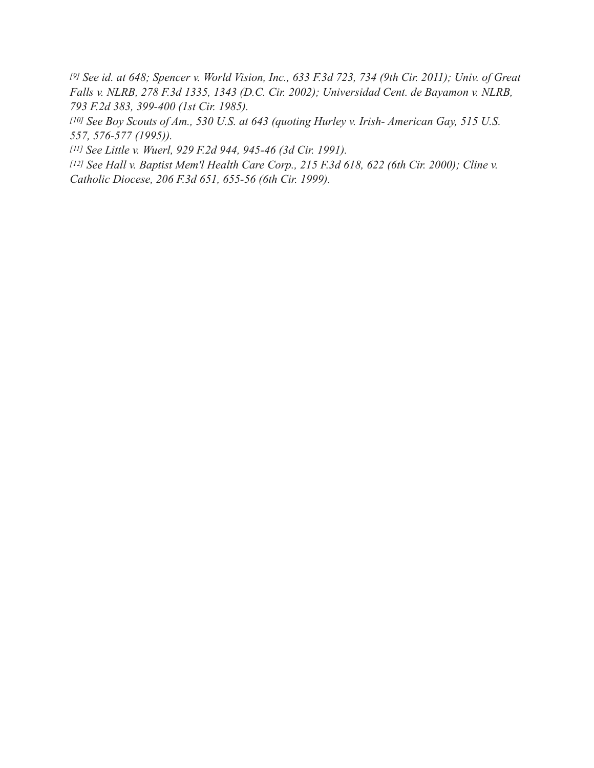*[9] See id. at 648; Spencer v. World Vision, Inc., 633 F.3d 723, 734 (9th Cir. 2011); Univ. of Great Falls v. NLRB, 278 F.3d 1335, 1343 (D.C. Cir. 2002); Universidad Cent. de Bayamon v. NLRB, 793 F.2d 383, 399-400 (1st Cir. 1985).*

*[10] See Boy Scouts of Am., 530 U.S. at 643 (quoting Hurley v. Irish- American Gay, 515 U.S. 557, 576-577 (1995)).*

*[11] See Little v. Wuerl, 929 F.2d 944, 945-46 (3d Cir. 1991).*

*[12] See Hall v. Baptist Mem'l Health Care Corp., 215 F.3d 618, 622 (6th Cir. 2000); Cline v. Catholic Diocese, 206 F.3d 651, 655-56 (6th Cir. 1999).*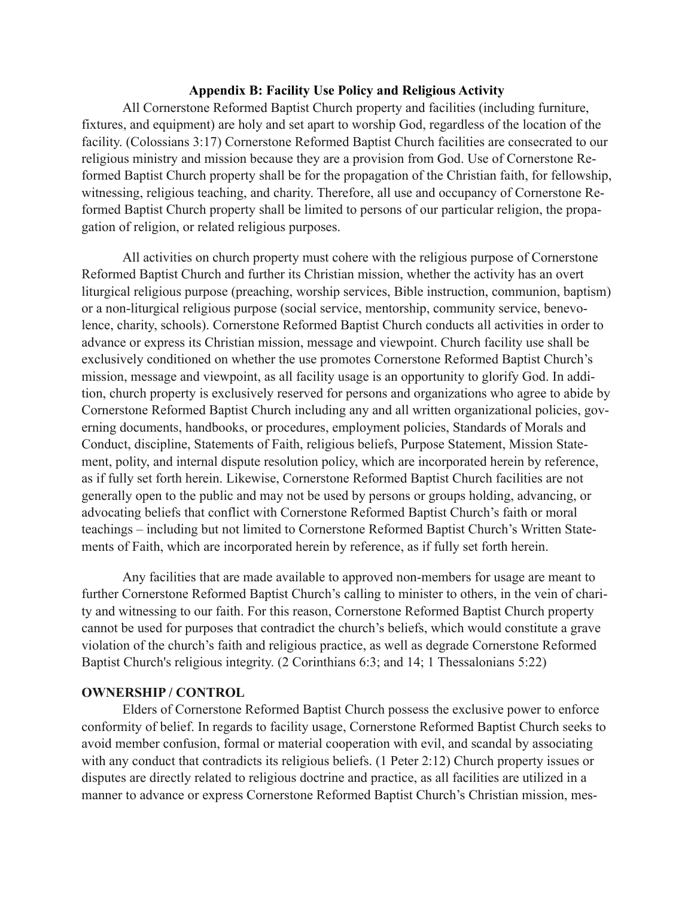### Appendix B: Facility Use Policy and Religious Activity

All Cornerstone Reformed Baptist Church property and facilities (including furniture, fixtures, and equipment) are holy and set apart to worship God, regardless of the location of the facility. (Colossians 3:17) Cornerstone Reformed Baptist Church facilities are consecrated to our religious ministry and mission because they are a provision from God. Use of Cornerstone Reformed Baptist Church property shall be for the propagation of the Christian faith, for fellowship, witnessing, religious teaching, and charity. Therefore, all use and occupancy of Cornerstone Reformed Baptist Church property shall be limited to persons of our particular religion, the propagation of religion, or related religious purposes.

All activities on church property must cohere with the religious purpose of Cornerstone Reformed Baptist Church and further its Christian mission, whether the activity has an overt liturgical religious purpose (preaching, worship services, Bible instruction, communion, baptism) or a non-liturgical religious purpose (social service, mentorship, community service, benevolence, charity, schools). Cornerstone Reformed Baptist Church conducts all activities in order to advance or express its Christian mission, message and viewpoint. Church facility use shall be exclusively conditioned on whether the use promotes Cornerstone Reformed Baptist Church's mission, message and viewpoint, as all facility usage is an opportunity to glorify God. In addition, church property is exclusively reserved for persons and organizations who agree to abide by Cornerstone Reformed Baptist Church including any and all written organizational policies, governing documents, handbooks, or procedures, employment policies, Standards of Morals and Conduct, discipline, Statements of Faith, religious beliefs, Purpose Statement, Mission Statement, polity, and internal dispute resolution policy, which are incorporated herein by reference, as if fully set forth herein. Likewise, Cornerstone Reformed Baptist Church facilities are not generally open to the public and may not be used by persons or groups holding, advancing, or advocating beliefs that conflict with Cornerstone Reformed Baptist Church's faith or moral teachings – including but not limited to Cornerstone Reformed Baptist Church's Written Statements of Faith, which are incorporated herein by reference, as if fully set forth herein.

Any facilities that are made available to approved non-members for usage are meant to further Cornerstone Reformed Baptist Church's calling to minister to others, in the vein of charity and witnessing to our faith. For this reason, Cornerstone Reformed Baptist Church property cannot be used for purposes that contradict the church's beliefs, which would constitute a grave violation of the church's faith and religious practice, as well as degrade Cornerstone Reformed Baptist Church's religious integrity. (2 Corinthians 6:3; and 14; 1 Thessalonians 5:22)

**OWNERSHIP / CONTROL**

Elders of Cornerstone Reformed Baptist Church possess the exclusive power to enforce conformity of belief. In regards to facility usage, Cornerstone Reformed Baptist Church seeks to avoid member confusion, formal or material cooperation with evil, and scandal by associating with any conduct that contradicts its religious beliefs. (1 Peter 2:12) Church property issues or disputes are directly related to religious doctrine and practice, as all facilities are utilized in a manner to advance or express Cornerstone Reformed Baptist Church's Christian mission, mes-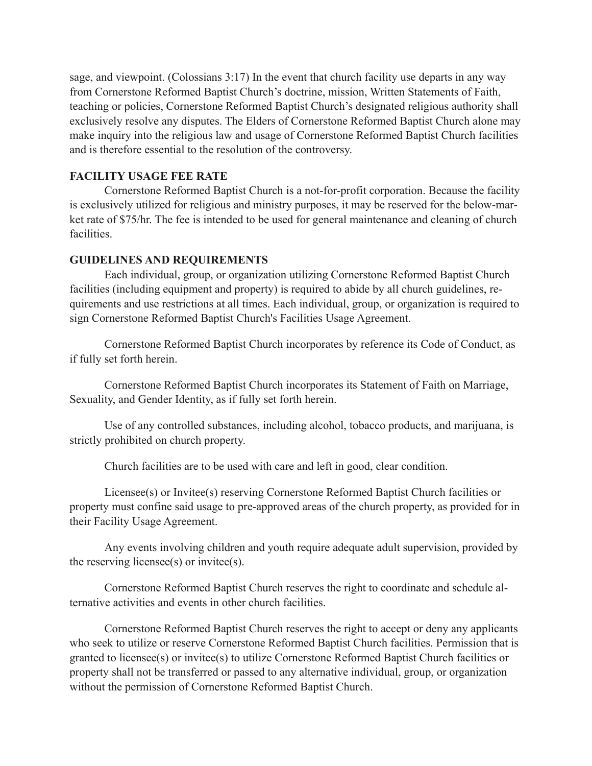sage, and viewpoint. (Colossians 3:17) In the event that church facility use departs in any way from Cornerstone Reformed Baptist Church's doctrine, mission, Written Statements of Faith, teaching or policies, Cornerstone Reformed Baptist Church's designated religious authority shall exclusively resolve any disputes. The Elders of Cornerstone Reformed Baptist Church alone may make inquiry into the religious law and usage of Cornerstone Reformed Baptist Church facilities and is therefore essential to the resolution of the controversy.

**FACILITY USAGE FEE RATE**

Cornerstone Reformed Baptist Church is a not-for-profit corporation. Because the facility is exclusively utilized for religious and ministry purposes, it may be reserved for the below-market rate of $75/hr. The fee is intended to be used for general maintenance and cleaning of church facilities.

**GUIDELINES AND REQUIREMENTS**

Each individual, group, or organization utilizing Cornerstone Reformed Baptist Church facilities (including equipment and property) is required to abide by all church guidelines, requirements and use restrictions at all times. Each individual, group, or organization is required to sign Cornerstone Reformed Baptist Church's Facilities Usage Agreement.

Cornerstone Reformed Baptist Church incorporates by reference its Code of Conduct, as if fully set forth herein.

Cornerstone Reformed Baptist Church incorporates its Statement of Faith on Marriage, Sexuality, and Gender Identity, as if fully set forth herein.

Use of any controlled substances, including alcohol, tobacco products, and marijuana, is strictly prohibited on church property.

Church facilities are to be used with care and left in good, clear condition.

Licensee(s) or Invitee(s) reserving Cornerstone Reformed Baptist Church facilities or property must confine said usage to pre-approved areas of the church property, as provided for in their Facility Usage Agreement.

Any events involving children and youth require adequate adult supervision, provided by the reserving licensee(s) or invitee(s).

Cornerstone Reformed Baptist Church reserves the right to coordinate and schedule alternative activities and events in other church facilities.

Cornerstone Reformed Baptist Church reserves the right to accept or deny any applicants who seek to utilize or reserve Cornerstone Reformed Baptist Church facilities. Permission that is granted to licensee(s) or invitee(s) to utilize Cornerstone Reformed Baptist Church facilities or property shall not be transferred or passed to any alternative individual, group, or organization without the permission of Cornerstone Reformed Baptist Church.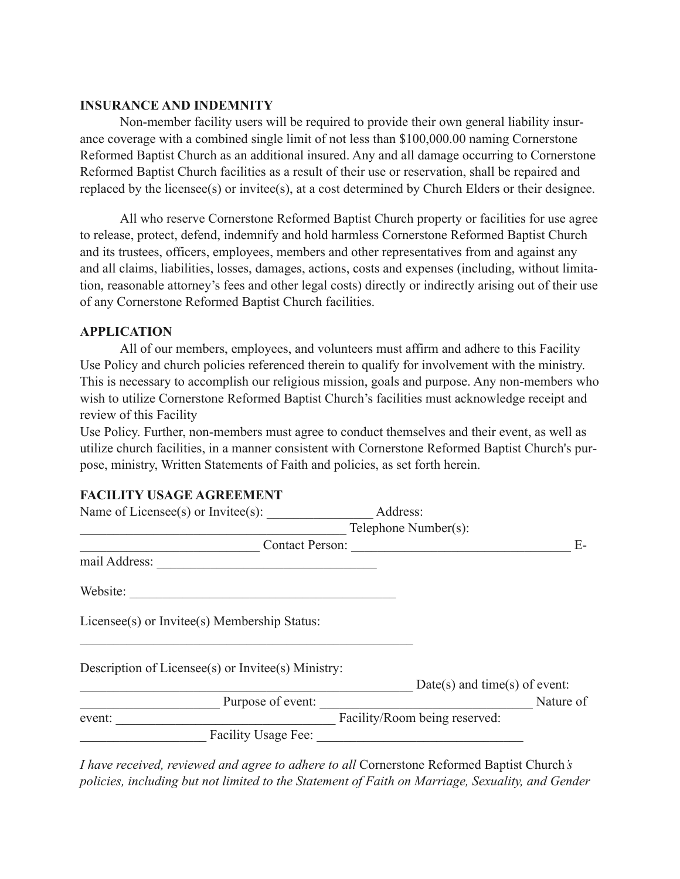**INSURANCE AND INDEMNITY**

Non-member facility users will be required to provide their own general liability insurance coverage with a combined single limit of not less than $100,000.00 naming Cornerstone Reformed Baptist Church as an additional insured. Any and all damage occurring to Cornerstone Reformed Baptist Church facilities as a result of their use or reservation, shall be repaired and replaced by the licensee(s) or invitee(s), at a cost determined by Church Elders or their designee.

All who reserve Cornerstone Reformed Baptist Church property or facilities for use agree to release, protect, defend, indemnify and hold harmless Cornerstone Reformed Baptist Church and its trustees, officers, employees, members and other representatives from and against any and all claims, liabilities, losses, damages, actions, costs and expenses (including, without limitation, reasonable attorney's fees and other legal costs) directly or indirectly arising out of their use of any Cornerstone Reformed Baptist Church facilities.

**APPLICATION**

All of our members, employees, and volunteers must affirm and adhere to this Facility Use Policy and church policies referenced therein to qualify for involvement with the ministry. This is necessary to accomplish our religious mission, goals and purpose. Any non-members who wish to utilize Cornerstone Reformed Baptist Church's facilities must acknowledge receipt and review of this Facility
Use Policy. Further, non-members must agree to conduct themselves and their event, as well as utilize church facilities, in a manner consistent with Cornerstone Reformed Baptist Church's purpose, ministry, Written Statements of Faith and policies, as set forth herein.

**FACILITY USAGE AGREEMENT**

Name of Licensee(s) or Invitee(s): ________________ Address: ________________________________________ Telephone Number(s): ___________________________ Contact Person: __________________________________ E-mail Address: _________________________________

Website: ________________________________________

Licensee(s) or Invitee(s) Membership Status:

_____________________________________________________

Description of Licensee(s) or Invitee(s) Ministry: _____________________________________________________ Date(s) and time(s) of event: _____________________ Purpose of event: _______________________________ Nature of event: ________________________________ Facility/Room being reserved: ___________________ Facility Usage Fee: ______________________________

*I have received, reviewed and agree to adhere to all* Cornerstone Reformed Baptist Church*'s policies, including but not limited to the Statement of Faith on Marriage, Sexuality, and Gender*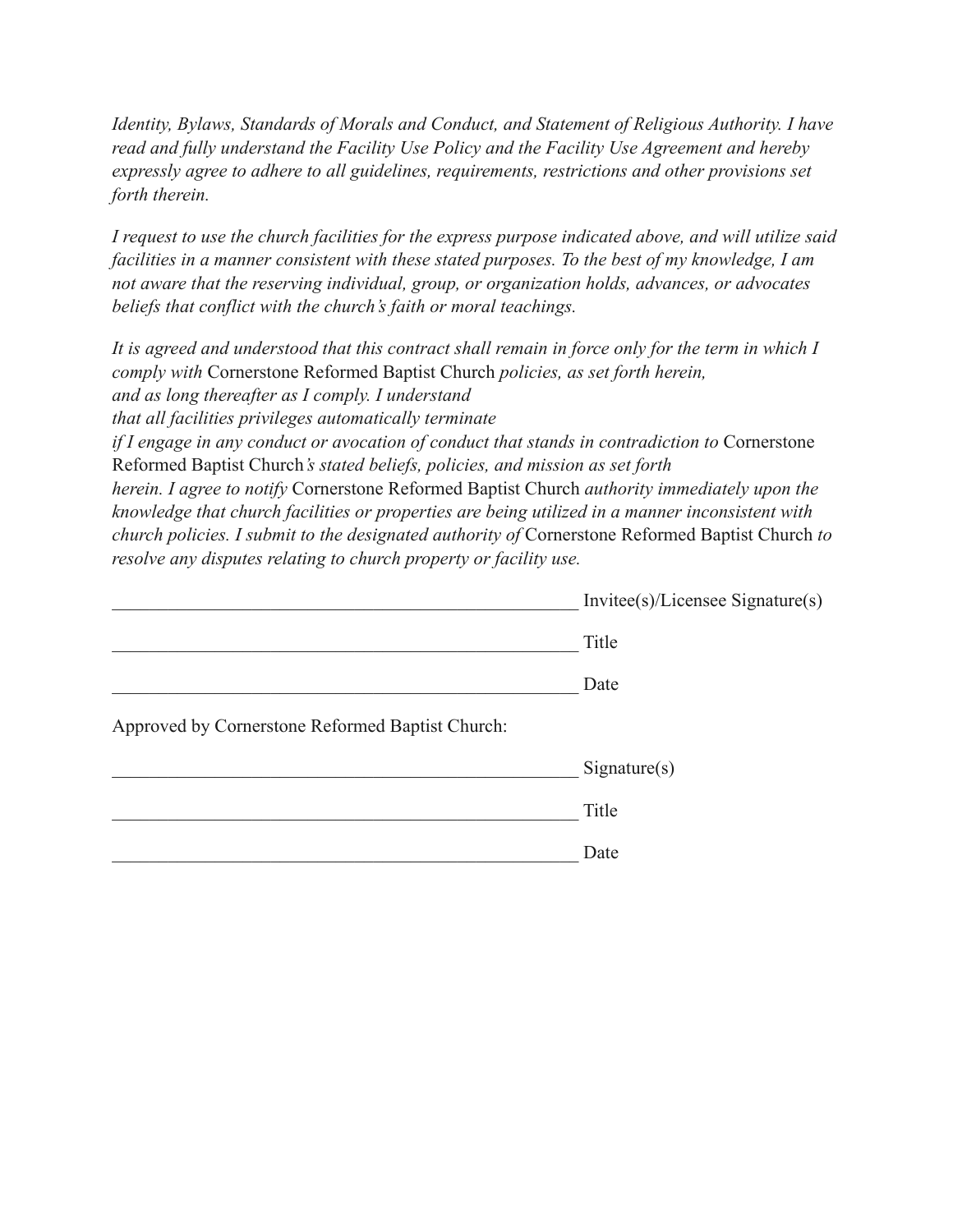*Identity, Bylaws, Standards of Morals and Conduct, and Statement of Religious Authority. I have read and fully understand the Facility Use Policy and the Facility Use Agreement and hereby expressly agree to adhere to all guidelines, requirements, restrictions and other provisions set forth therein.*

*I request to use the church facilities for the express purpose indicated above, and will utilize said facilities in a manner consistent with these stated purposes. To the best of my knowledge, I am not aware that the reserving individual, group, or organization holds, advances, or advocates beliefs that conflict with the church's faith or moral teachings.*

*It is agreed and understood that this contract shall remain in force only for the term in which I comply with* Cornerstone Reformed Baptist Church *policies, as set forth herein, and as long thereafter as I comply. I understand that all facilities privileges automatically terminate if I engage in any conduct or avocation of conduct that stands in contradiction to* Cornerstone Reformed Baptist Church*'s stated beliefs, policies, and mission as set forth herein. I agree to notify* Cornerstone Reformed Baptist Church *authority immediately upon the knowledge that church facilities or properties are being utilized in a manner inconsistent with church policies. I submit to the designated authority of* Cornerstone Reformed Baptist Church *to resolve any disputes relating to church property or facility use.*

____________________________________________________ Invitee(s)/Licensee Signature(s)

____________________________________________________ Title

____________________________________________________ Date

Approved by Cornerstone Reformed Baptist Church:

____________________________________________________ Signature(s)

____________________________________________________ Title

____________________________________________________ Date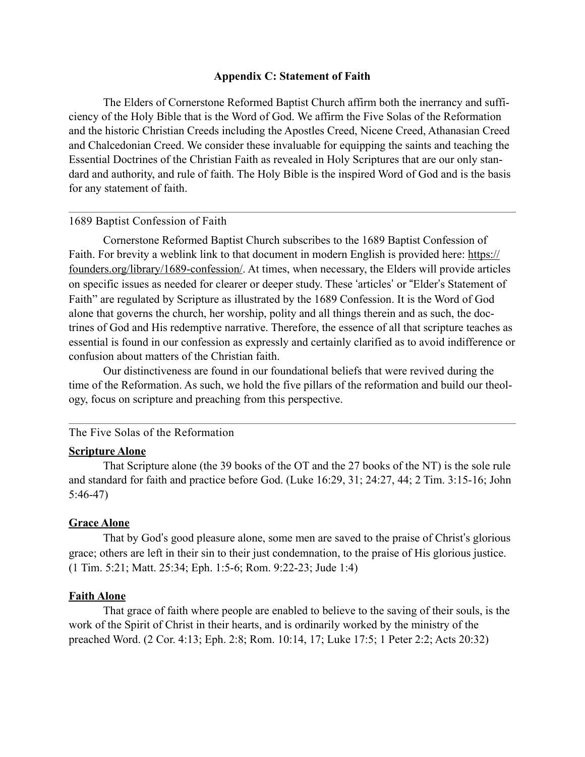## Appendix C: Statement of Faith

The Elders of Cornerstone Reformed Baptist Church affirm both the inerrancy and sufficiency of the Holy Bible that is the Word of God. We affirm the Five Solas of the Reformation and the historic Christian Creeds including the Apostles Creed, Nicene Creed, Athanasian Creed and Chalcedonian Creed. We consider these invaluable for equipping the saints and teaching the Essential Doctrines of the Christian Faith as revealed in Holy Scriptures that are our only standard and authority, and rule of faith. The Holy Bible is the inspired Word of God and is the basis for any statement of faith.

---

### 1689 Baptist Confession of Faith

Cornerstone Reformed Baptist Church subscribes to the 1689 Baptist Confession of Faith. For brevity a weblink link to that document in modern English is provided here: https://founders.org/library/1689-confession/. At times, when necessary, the Elders will provide articles on specific issues as needed for clearer or deeper study. These 'articles' or "Elder's Statement of Faith" are regulated by Scripture as illustrated by the 1689 Confession. It is the Word of God alone that governs the church, her worship, polity and all things therein and as such, the doctrines of God and His redemptive narrative. Therefore, the essence of all that scripture teaches as essential is found in our confession as expressly and certainly clarified as to avoid indifference or confusion about matters of the Christian faith.

Our distinctiveness are found in our foundational beliefs that were revived during the time of the Reformation. As such, we hold the five pillars of the reformation and build our theology, focus on scripture and preaching from this perspective.

---

### The Five Solas of the Reformation

**Scripture Alone**

That Scripture alone (the 39 books of the OT and the 27 books of the NT) is the sole rule and standard for faith and practice before God. (Luke 16:29, 31; 24:27, 44; 2 Tim. 3:15-16; John 5:46-47)

**Grace Alone**

That by God's good pleasure alone, some men are saved to the praise of Christ's glorious grace; others are left in their sin to their just condemnation, to the praise of His glorious justice. (1 Tim. 5:21; Matt. 25:34; Eph. 1:5-6; Rom. 9:22-23; Jude 1:4)

**Faith Alone**

That grace of faith where people are enabled to believe to the saving of their souls, is the work of the Spirit of Christ in their hearts, and is ordinarily worked by the ministry of the preached Word. (2 Cor. 4:13; Eph. 2:8; Rom. 10:14, 17; Luke 17:5; 1 Peter 2:2; Acts 20:32)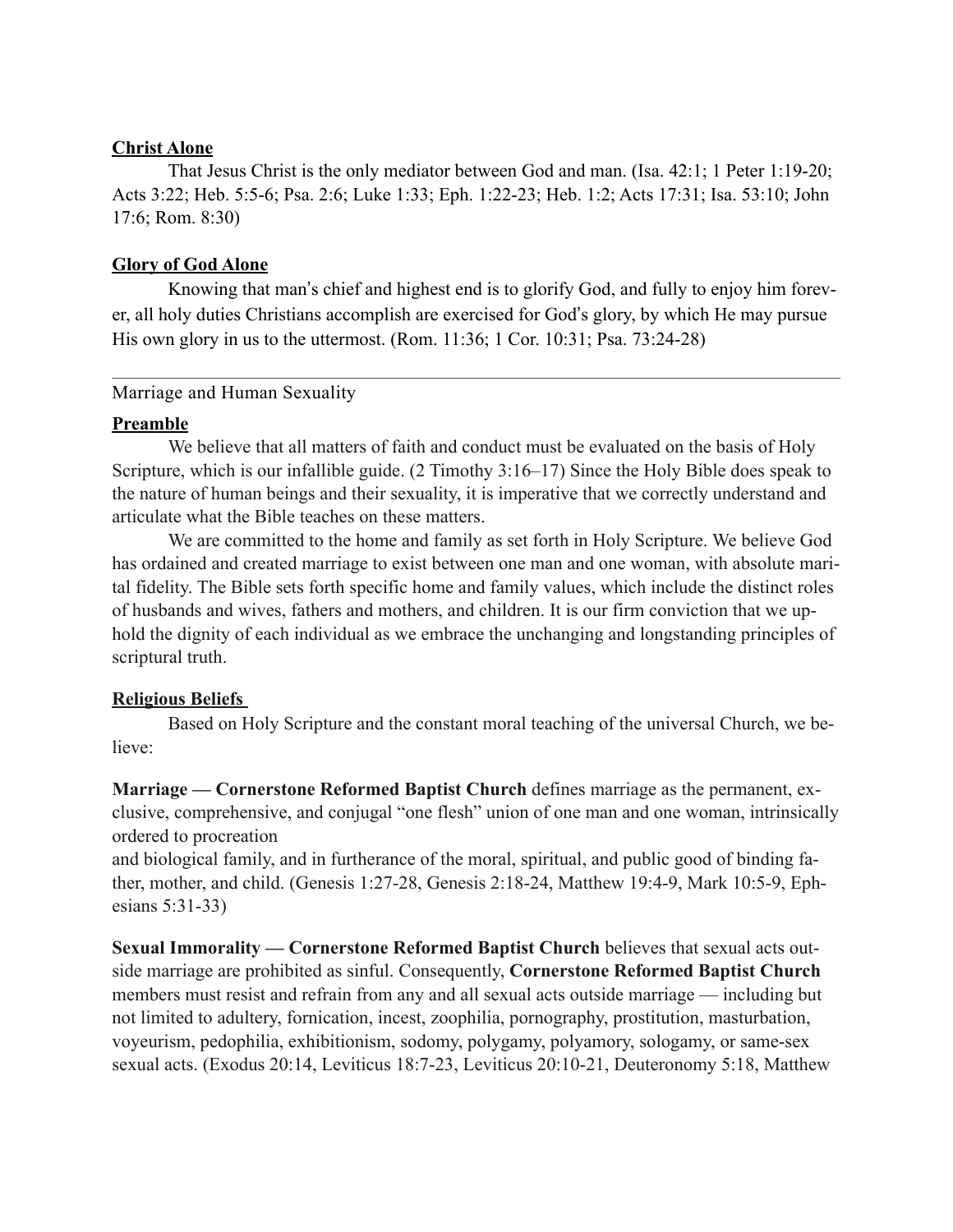**Christ Alone**

That Jesus Christ is the only mediator between God and man. (Isa. 42:1; 1 Peter 1:19-20; Acts 3:22; Heb. 5:5-6; Psa. 2:6; Luke 1:33; Eph. 1:22-23; Heb. 1:2; Acts 17:31; Isa. 53:10; John 17:6; Rom. 8:30)

**Glory of God Alone**

Knowing that man's chief and highest end is to glorify God, and fully to enjoy him forever, all holy duties Christians accomplish are exercised for God's glory, by which He may pursue His own glory in us to the uttermost. (Rom. 11:36; 1 Cor. 10:31; Psa. 73:24-28)

---

## Marriage and Human Sexuality

**Preamble**

We believe that all matters of faith and conduct must be evaluated on the basis of Holy Scripture, which is our infallible guide. (2 Timothy 3:16–17) Since the Holy Bible does speak to the nature of human beings and their sexuality, it is imperative that we correctly understand and articulate what the Bible teaches on these matters.

We are committed to the home and family as set forth in Holy Scripture. We believe God has ordained and created marriage to exist between one man and one woman, with absolute marital fidelity. The Bible sets forth specific home and family values, which include the distinct roles of husbands and wives, fathers and mothers, and children. It is our firm conviction that we uphold the dignity of each individual as we embrace the unchanging and longstanding principles of scriptural truth.

**Religious Beliefs**

Based on Holy Scripture and the constant moral teaching of the universal Church, we believe:

**Marriage — Cornerstone Reformed Baptist Church** defines marriage as the permanent, exclusive, comprehensive, and conjugal "one flesh" union of one man and one woman, intrinsically ordered to procreation
and biological family, and in furtherance of the moral, spiritual, and public good of binding father, mother, and child. (Genesis 1:27-28, Genesis 2:18-24, Matthew 19:4-9, Mark 10:5-9, Ephesians 5:31-33)

**Sexual Immorality — Cornerstone Reformed Baptist Church** believes that sexual acts outside marriage are prohibited as sinful. Consequently, **Cornerstone Reformed Baptist Church** members must resist and refrain from any and all sexual acts outside marriage — including but not limited to adultery, fornication, incest, zoophilia, pornography, prostitution, masturbation, voyeurism, pedophilia, exhibitionism, sodomy, polygamy, polyamory, sologamy, or same-sex sexual acts. (Exodus 20:14, Leviticus 18:7-23, Leviticus 20:10-21, Deuteronomy 5:18, Matthew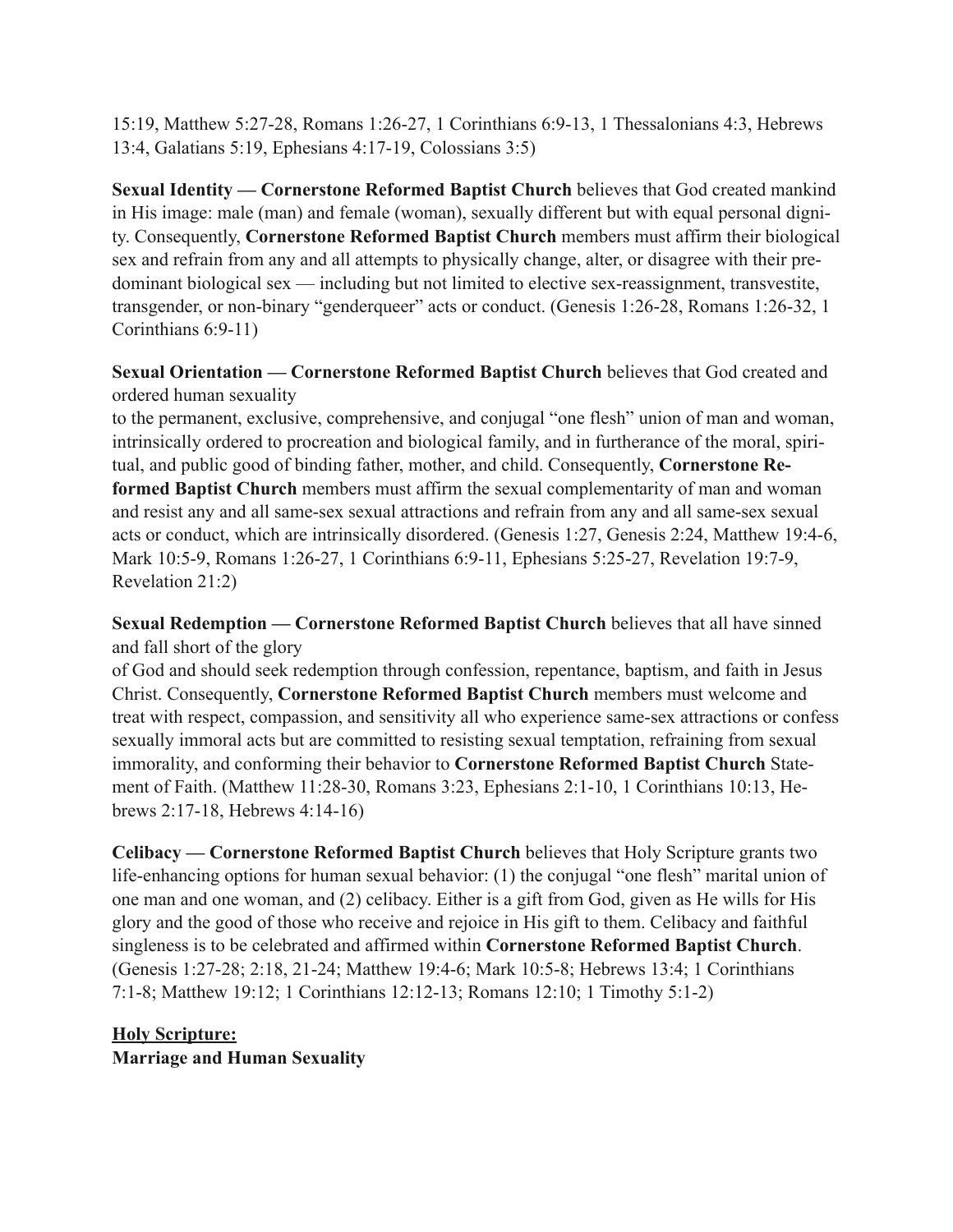15:19, Matthew 5:27-28, Romans 1:26-27, 1 Corinthians 6:9-13, 1 Thessalonians 4:3, Hebrews 13:4, Galatians 5:19, Ephesians 4:17-19, Colossians 3:5)

**Sexual Identity — Cornerstone Reformed Baptist Church** believes that God created mankind in His image: male (man) and female (woman), sexually different but with equal personal dignity. Consequently, **Cornerstone Reformed Baptist Church** members must affirm their biological sex and refrain from any and all attempts to physically change, alter, or disagree with their predominant biological sex — including but not limited to elective sex-reassignment, transvestite, transgender, or non-binary "genderqueer" acts or conduct. (Genesis 1:26-28, Romans 1:26-32, 1 Corinthians 6:9-11)

**Sexual Orientation — Cornerstone Reformed Baptist Church** believes that God created and ordered human sexuality
to the permanent, exclusive, comprehensive, and conjugal "one flesh" union of man and woman, intrinsically ordered to procreation and biological family, and in furtherance of the moral, spiritual, and public good of binding father, mother, and child. Consequently, **Cornerstone Reformed Baptist Church** members must affirm the sexual complementarity of man and woman and resist any and all same-sex sexual attractions and refrain from any and all same-sex sexual acts or conduct, which are intrinsically disordered. (Genesis 1:27, Genesis 2:24, Matthew 19:4-6, Mark 10:5-9, Romans 1:26-27, 1 Corinthians 6:9-11, Ephesians 5:25-27, Revelation 19:7-9, Revelation 21:2)

**Sexual Redemption — Cornerstone Reformed Baptist Church** believes that all have sinned and fall short of the glory
of God and should seek redemption through confession, repentance, baptism, and faith in Jesus Christ. Consequently, **Cornerstone Reformed Baptist Church** members must welcome and treat with respect, compassion, and sensitivity all who experience same-sex attractions or confess sexually immoral acts but are committed to resisting sexual temptation, refraining from sexual immorality, and conforming their behavior to **Cornerstone Reformed Baptist Church** Statement of Faith. (Matthew 11:28-30, Romans 3:23, Ephesians 2:1-10, 1 Corinthians 10:13, Hebrews 2:17-18, Hebrews 4:14-16)

**Celibacy — Cornerstone Reformed Baptist Church** believes that Holy Scripture grants two life-enhancing options for human sexual behavior: (1) the conjugal "one flesh" marital union of one man and one woman, and (2) celibacy. Either is a gift from God, given as He wills for His glory and the good of those who receive and rejoice in His gift to them. Celibacy and faithful singleness is to be celebrated and affirmed within **Cornerstone Reformed Baptist Church**. (Genesis 1:27-28; 2:18, 21-24; Matthew 19:4-6; Mark 10:5-8; Hebrews 13:4; 1 Corinthians 7:1-8; Matthew 19:12; 1 Corinthians 12:12-13; Romans 12:10; 1 Timothy 5:1-2)

**<u>Holy Scripture:</u>**
**Marriage and Human Sexuality**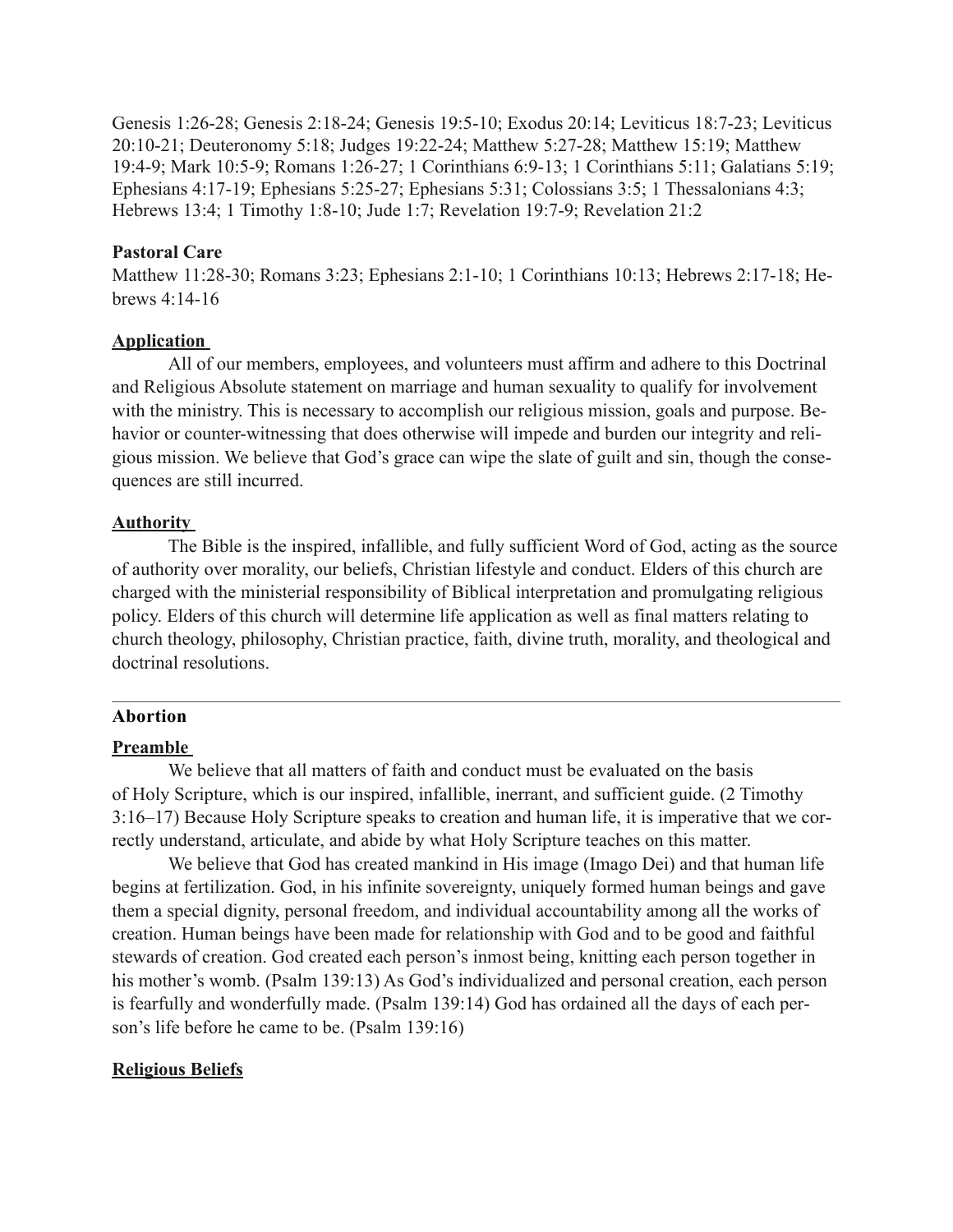Genesis 1:26-28; Genesis 2:18-24; Genesis 19:5-10; Exodus 20:14; Leviticus 18:7-23; Leviticus 20:10-21; Deuteronomy 5:18; Judges 19:22-24; Matthew 5:27-28; Matthew 15:19; Matthew 19:4-9; Mark 10:5-9; Romans 1:26-27; 1 Corinthians 6:9-13; 1 Corinthians 5:11; Galatians 5:19; Ephesians 4:17-19; Ephesians 5:25-27; Ephesians 5:31; Colossians 3:5; 1 Thessalonians 4:3; Hebrews 13:4; 1 Timothy 1:8-10; Jude 1:7; Revelation 19:7-9; Revelation 21:2

**Pastoral Care**

Matthew 11:28-30; Romans 3:23; Ephesians 2:1-10; 1 Corinthians 10:13; Hebrews 2:17-18; Hebrews 4:14-16

**Application**

All of our members, employees, and volunteers must affirm and adhere to this Doctrinal and Religious Absolute statement on marriage and human sexuality to qualify for involvement with the ministry. This is necessary to accomplish our religious mission, goals and purpose. Behavior or counter-witnessing that does otherwise will impede and burden our integrity and religious mission. We believe that God's grace can wipe the slate of guilt and sin, though the consequences are still incurred.

**Authority**

The Bible is the inspired, infallible, and fully sufficient Word of God, acting as the source of authority over morality, our beliefs, Christian lifestyle and conduct. Elders of this church are charged with the ministerial responsibility of Biblical interpretation and promulgating religious policy. Elders of this church will determine life application as well as final matters relating to church theology, philosophy, Christian practice, faith, divine truth, morality, and theological and doctrinal resolutions.

---

## Abortion

**Preamble**

We believe that all matters of faith and conduct must be evaluated on the basis of Holy Scripture, which is our inspired, infallible, inerrant, and sufficient guide. (2 Timothy 3:16–17) Because Holy Scripture speaks to creation and human life, it is imperative that we correctly understand, articulate, and abide by what Holy Scripture teaches on this matter.

We believe that God has created mankind in His image (Imago Dei) and that human life begins at fertilization. God, in his infinite sovereignty, uniquely formed human beings and gave them a special dignity, personal freedom, and individual accountability among all the works of creation. Human beings have been made for relationship with God and to be good and faithful stewards of creation. God created each person's inmost being, knitting each person together in his mother's womb. (Psalm 139:13) As God's individualized and personal creation, each person is fearfully and wonderfully made. (Psalm 139:14) God has ordained all the days of each person's life before he came to be. (Psalm 139:16)

**Religious Beliefs**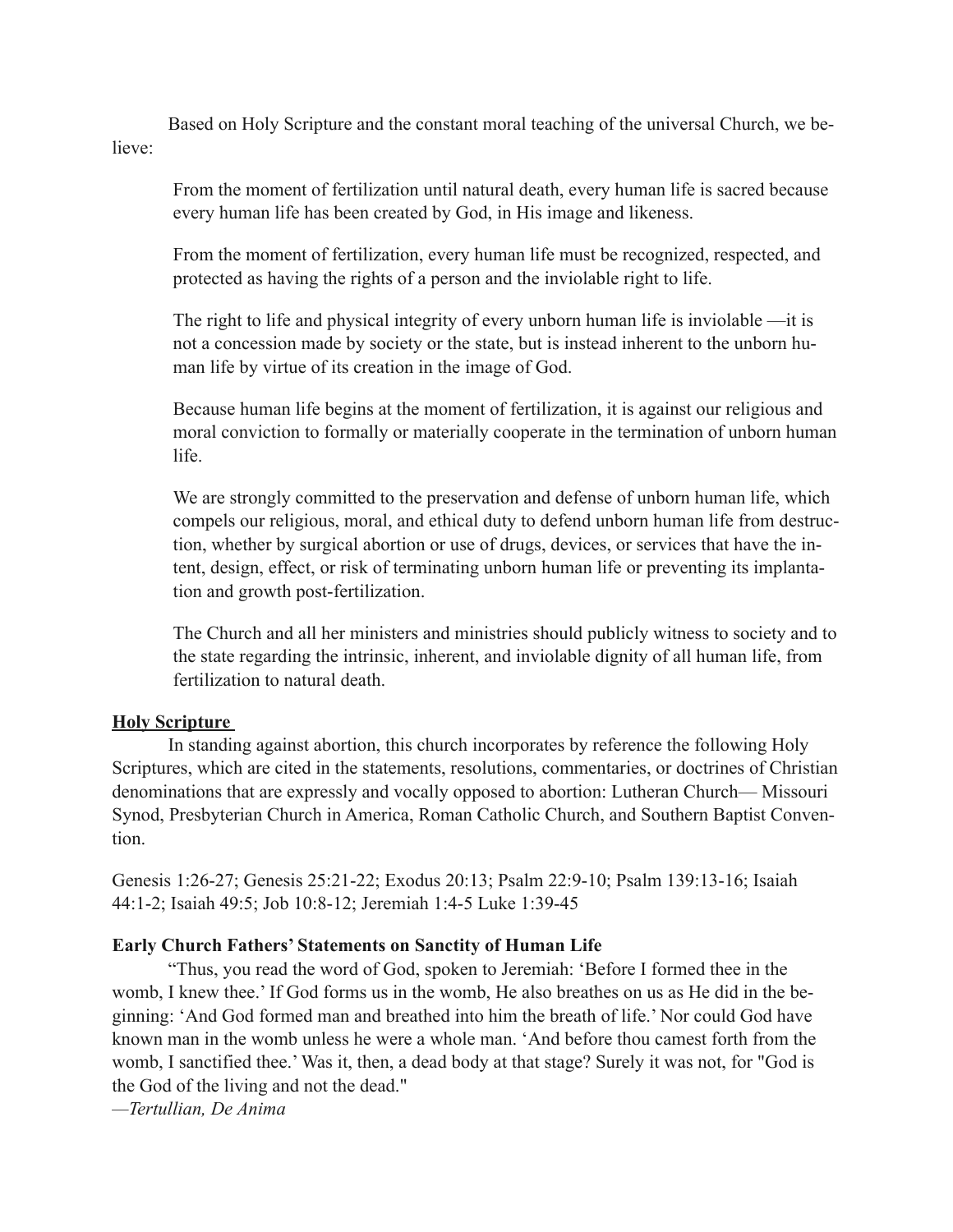Based on Holy Scripture and the constant moral teaching of the universal Church, we believe:

> From the moment of fertilization until natural death, every human life is sacred because every human life has been created by God, in His image and likeness.
>
> From the moment of fertilization, every human life must be recognized, respected, and protected as having the rights of a person and the inviolable right to life.
>
> The right to life and physical integrity of every unborn human life is inviolable —it is not a concession made by society or the state, but is instead inherent to the unborn human life by virtue of its creation in the image of God.
>
> Because human life begins at the moment of fertilization, it is against our religious and moral conviction to formally or materially cooperate in the termination of unborn human life.
>
> We are strongly committed to the preservation and defense of unborn human life, which compels our religious, moral, and ethical duty to defend unborn human life from destruction, whether by surgical abortion or use of drugs, devices, or services that have the intent, design, effect, or risk of terminating unborn human life or preventing its implantation and growth post-fertilization.
>
> The Church and all her ministers and ministries should publicly witness to society and to the state regarding the intrinsic, inherent, and inviolable dignity of all human life, from fertilization to natural death.

**Holy Scripture**

In standing against abortion, this church incorporates by reference the following Holy Scriptures, which are cited in the statements, resolutions, commentaries, or doctrines of Christian denominations that are expressly and vocally opposed to abortion: Lutheran Church— Missouri Synod, Presbyterian Church in America, Roman Catholic Church, and Southern Baptist Convention.

Genesis 1:26-27; Genesis 25:21-22; Exodus 20:13; Psalm 22:9-10; Psalm 139:13-16; Isaiah 44:1-2; Isaiah 49:5; Job 10:8-12; Jeremiah 1:4-5 Luke 1:39-45

**Early Church Fathers' Statements on Sanctity of Human Life**

"Thus, you read the word of God, spoken to Jeremiah: 'Before I formed thee in the womb, I knew thee.' If God forms us in the womb, He also breathes on us as He did in the beginning: 'And God formed man and breathed into him the breath of life.' Nor could God have known man in the womb unless he were a whole man. 'And before thou camest forth from the womb, I sanctified thee.' Was it, then, a dead body at that stage? Surely it was not, for "God is the God of the living and not the dead."

*—Tertullian, De Anima*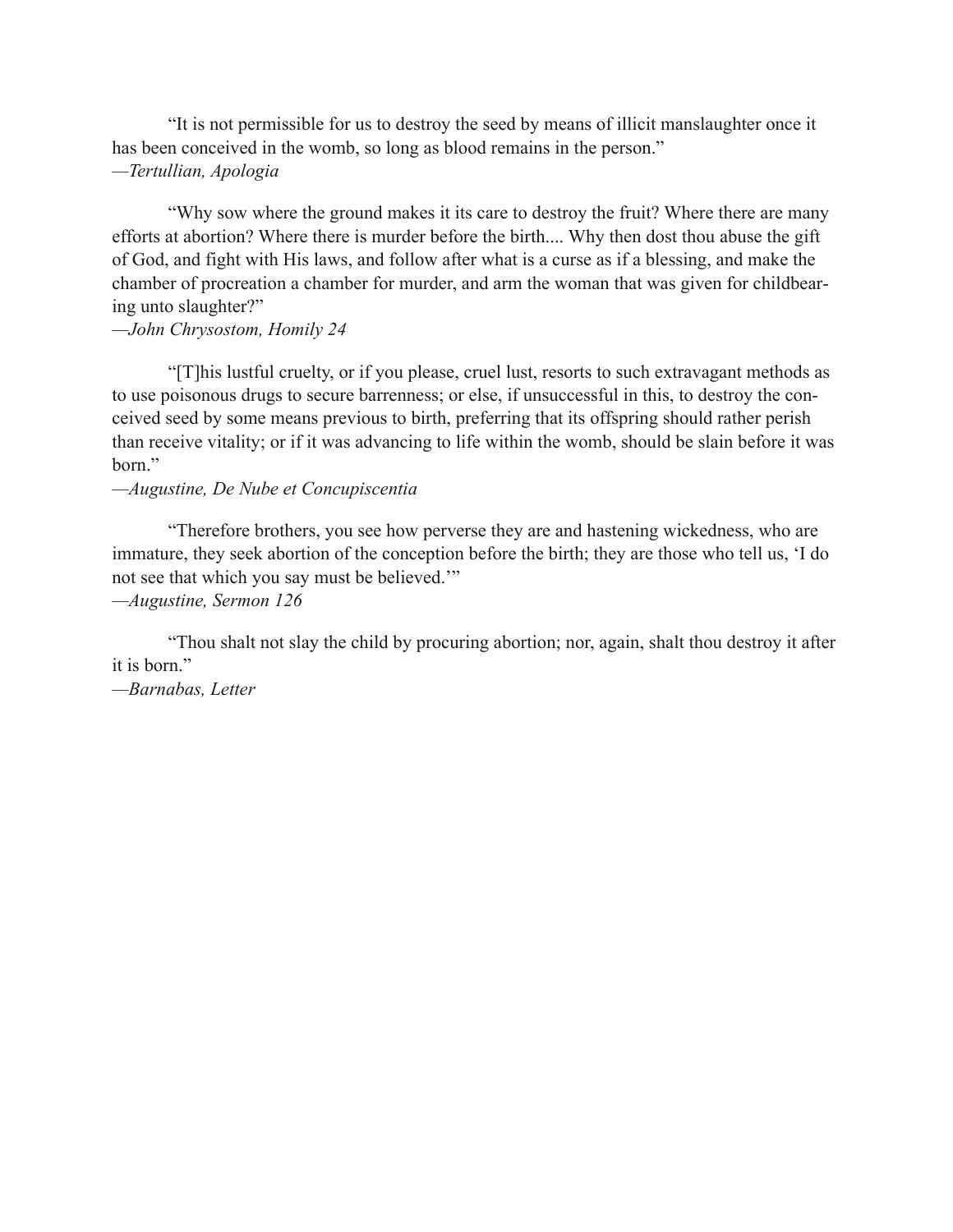“It is not permissible for us to destroy the seed by means of illicit manslaughter once it has been conceived in the womb, so long as blood remains in the person.”
—*Tertullian, Apologia*

“Why sow where the ground makes it its care to destroy the fruit? Where there are many efforts at abortion? Where there is murder before the birth.... Why then dost thou abuse the gift of God, and fight with His laws, and follow after what is a curse as if a blessing, and make the chamber of procreation a chamber for murder, and arm the woman that was given for childbearing unto slaughter?”
—*John Chrysostom, Homily 24*

“[T]his lustful cruelty, or if you please, cruel lust, resorts to such extravagant methods as to use poisonous drugs to secure barrenness; or else, if unsuccessful in this, to destroy the conceived seed by some means previous to birth, preferring that its offspring should rather perish than receive vitality; or if it was advancing to life within the womb, should be slain before it was born.”
—*Augustine, De Nube et Concupiscentia*

“Therefore brothers, you see how perverse they are and hastening wickedness, who are immature, they seek abortion of the conception before the birth; they are those who tell us, ‘I do not see that which you say must be believed.’”
—*Augustine, Sermon 126*

“Thou shalt not slay the child by procuring abortion; nor, again, shalt thou destroy it after it is born.”
—*Barnabas, Letter*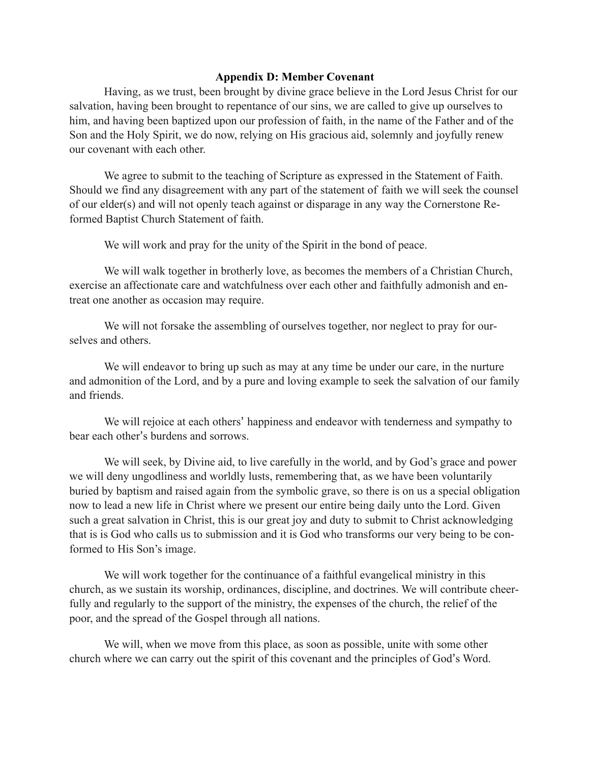**Appendix D: Member Covenant**

Having, as we trust, been brought by divine grace believe in the Lord Jesus Christ for our salvation, having been brought to repentance of our sins, we are called to give up ourselves to him, and having been baptized upon our profession of faith, in the name of the Father and of the Son and the Holy Spirit, we do now, relying on His gracious aid, solemnly and joyfully renew our covenant with each other.

We agree to submit to the teaching of Scripture as expressed in the Statement of Faith. Should we find any disagreement with any part of the statement of faith we will seek the counsel of our elder(s) and will not openly teach against or disparage in any way the Cornerstone Reformed Baptist Church Statement of faith.

We will work and pray for the unity of the Spirit in the bond of peace.

We will walk together in brotherly love, as becomes the members of a Christian Church, exercise an affectionate care and watchfulness over each other and faithfully admonish and entreat one another as occasion may require.

We will not forsake the assembling of ourselves together, nor neglect to pray for ourselves and others.

We will endeavor to bring up such as may at any time be under our care, in the nurture and admonition of the Lord, and by a pure and loving example to seek the salvation of our family and friends.

We will rejoice at each others' happiness and endeavor with tenderness and sympathy to bear each other's burdens and sorrows.

We will seek, by Divine aid, to live carefully in the world, and by God's grace and power we will deny ungodliness and worldly lusts, remembering that, as we have been voluntarily buried by baptism and raised again from the symbolic grave, so there is on us a special obligation now to lead a new life in Christ where we present our entire being daily unto the Lord. Given such a great salvation in Christ, this is our great joy and duty to submit to Christ acknowledging that is is God who calls us to submission and it is God who transforms our very being to be conformed to His Son's image.

We will work together for the continuance of a faithful evangelical ministry in this church, as we sustain its worship, ordinances, discipline, and doctrines. We will contribute cheerfully and regularly to the support of the ministry, the expenses of the church, the relief of the poor, and the spread of the Gospel through all nations.

We will, when we move from this place, as soon as possible, unite with some other church where we can carry out the spirit of this covenant and the principles of God's Word.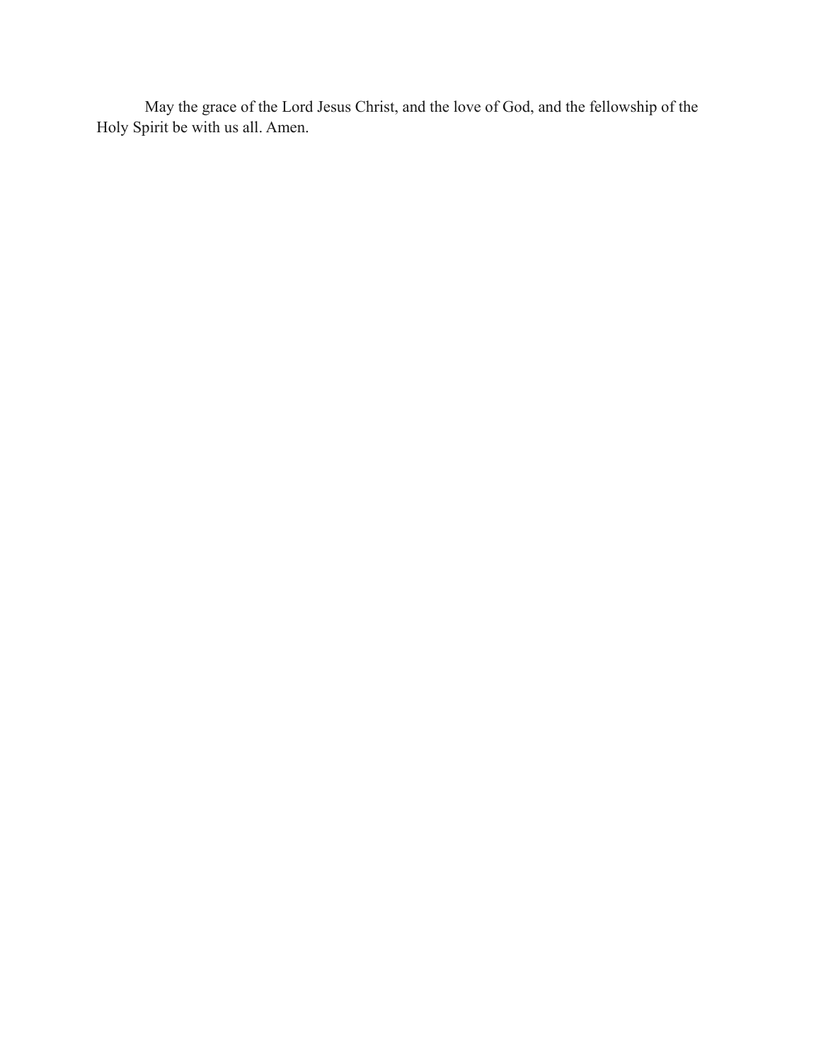May the grace of the Lord Jesus Christ, and the love of God, and the fellowship of the Holy Spirit be with us all. Amen.